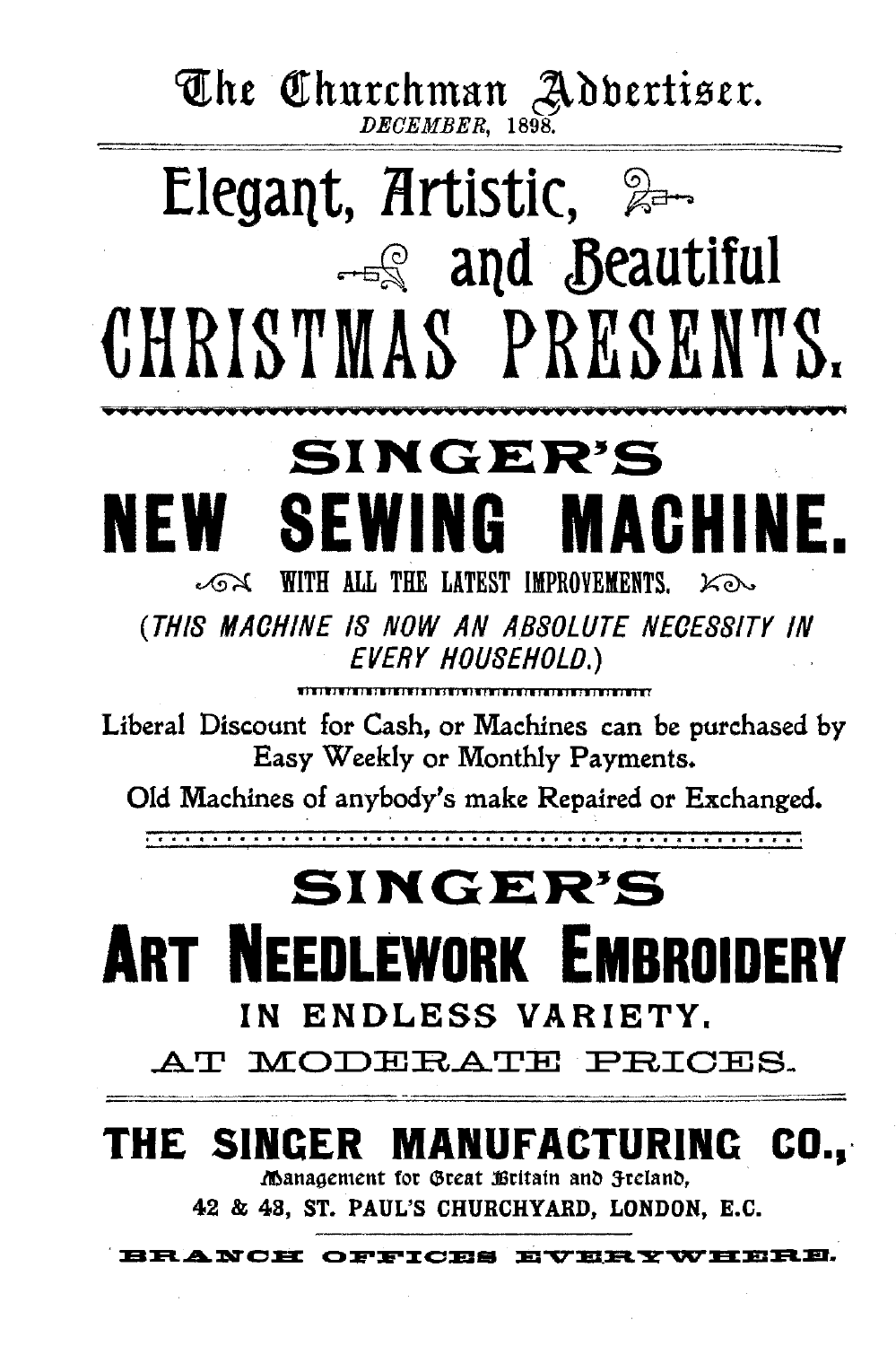The Churchman Advertiser.
*DECEMBER, 1898.*

# Elegant, Artistic, and Beautiful CHRISTMAS PRESENTS.

## SINGER'S

# NEW SEWING MACHINE.

WITH ALL THE LATEST IMPROVEMENTS.

*(THIS MACHINE IS NOW AN ABSOLUTE NECESSITY IN EVERY HOUSEHOLD.)*

Liberal Discount for Cash, or Machines can be purchased by Easy Weekly or Monthly Payments.

Old Machines of anybody's make Repaired or Exchanged.

## SINGER'S

# ART NEEDLEWORK EMBROIDERY

IN ENDLESS VARIETY.

AT MODERATE PRICES.

## THE SINGER MANUFACTURING CO.,

Management for Great Britain and Ireland,

42 & 43, ST. PAUL'S CHURCHYARD, LONDON, E.C.

BRANCH OFFICES EVERYWHERE.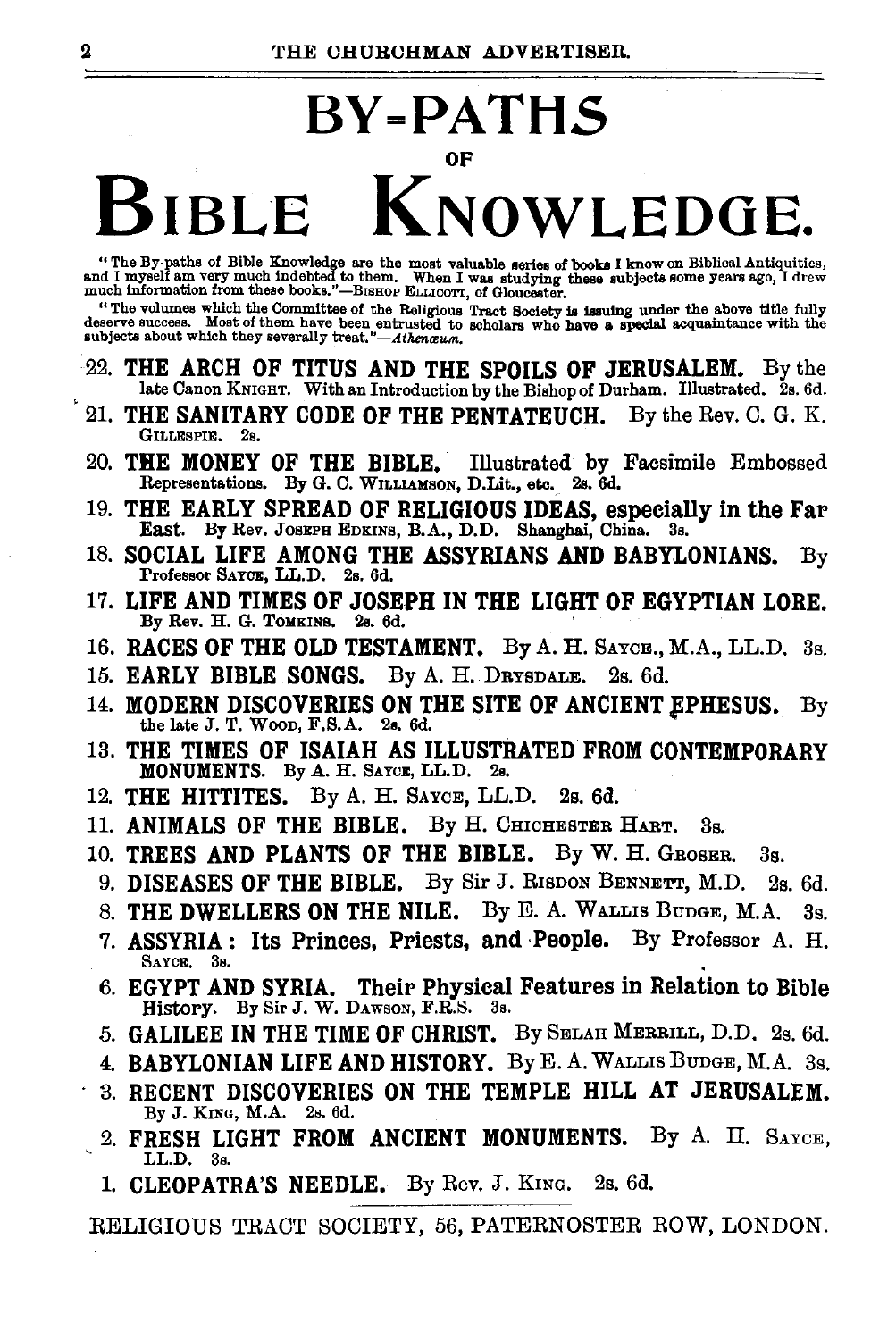# BY-PATHS

OF

# BIBLE KNOWLEDGE.

"The By-paths of Bible Knowledge are the most valuable series of books I know on Biblical Antiquities, and I myself am very much indebted to them. When I was studying these subjects some years ago, I drew much information from these books."—Bishop Ellicott, of Gloucester.

"The volumes which the Committee of the Religious Tract Society is issuing under the above title fully deserve success. Most of them have been entrusted to scholars who have a special acquaintance with the subjects about which they severally treat."—*Athenæum.*

22. **THE ARCH OF TITUS AND THE SPOILS OF JERUSALEM.** By the late Canon Knight. With an Introduction by the Bishop of Durham. Illustrated. 2s. 6d.
21. **THE SANITARY CODE OF THE PENTATEUCH.** By the Rev. C. G. K. Gillespie. 2s.
20. **THE MONEY OF THE BIBLE.** Illustrated by Facsimile Embossed Representations. By G. C. Williamson, D.Lit., etc. 2s. 6d.
19. **THE EARLY SPREAD OF RELIGIOUS IDEAS, especially in the Far East.** By Rev. Joseph Edkins, B.A., D.D. Shanghai, China. 3s.
18. **SOCIAL LIFE AMONG THE ASSYRIANS AND BABYLONIANS.** By Professor Sayce, LL.D. 2s. 6d.
17. **LIFE AND TIMES OF JOSEPH IN THE LIGHT OF EGYPTIAN LORE.** By Rev. H. G. Tomkins. 2s. 6d.
16. **RACES OF THE OLD TESTAMENT.** By A. H. Sayce., M.A., LL.D. 3s.
15. **EARLY BIBLE SONGS.** By A. H. Drysdale. 2s. 6d.
14. **MODERN DISCOVERIES ON THE SITE OF ANCIENT EPHESUS.** By the late J. T. Wood, F.S.A. 2s. 6d.
13. **THE TIMES OF ISAIAH AS ILLUSTRATED FROM CONTEMPORARY MONUMENTS.** By A. H. Sayce, LL.D. 2s.
12. **THE HITTITES.** By A. H. Sayce, LL.D. 2s. 6d.
11. **ANIMALS OF THE BIBLE.** By H. Chichester Hart. 3s.
10. **TREES AND PLANTS OF THE BIBLE.** By W. H. Groser. 3s.
9. **DISEASES OF THE BIBLE.** By Sir J. Risdon Bennett, M.D. 2s. 6d.
8. **THE DWELLERS ON THE NILE.** By E. A. Wallis Budge, M.A. 3s.
7. **ASSYRIA: Its Princes, Priests, and People.** By Professor A. H. Sayce. 3s.
6. **EGYPT AND SYRIA. Their Physical Features in Relation to Bible History.** By Sir J. W. Dawson, F.R.S. 3s.
5. **GALILEE IN THE TIME OF CHRIST.** By Selah Merrill, D.D. 2s. 6d.
4. **BABYLONIAN LIFE AND HISTORY.** By E. A. Wallis Budge, M.A. 3s.
3. **RECENT DISCOVERIES ON THE TEMPLE HILL AT JERUSALEM.** By J. King, M.A. 2s. 6d.
2. **FRESH LIGHT FROM ANCIENT MONUMENTS.** By A. H. Sayce, LL.D. 3s.
1. **CLEOPATRA'S NEEDLE.** By Rev. J. King. 2s. 6d.

RELIGIOUS TRACT SOCIETY, 56, PATERNOSTER ROW, LONDON.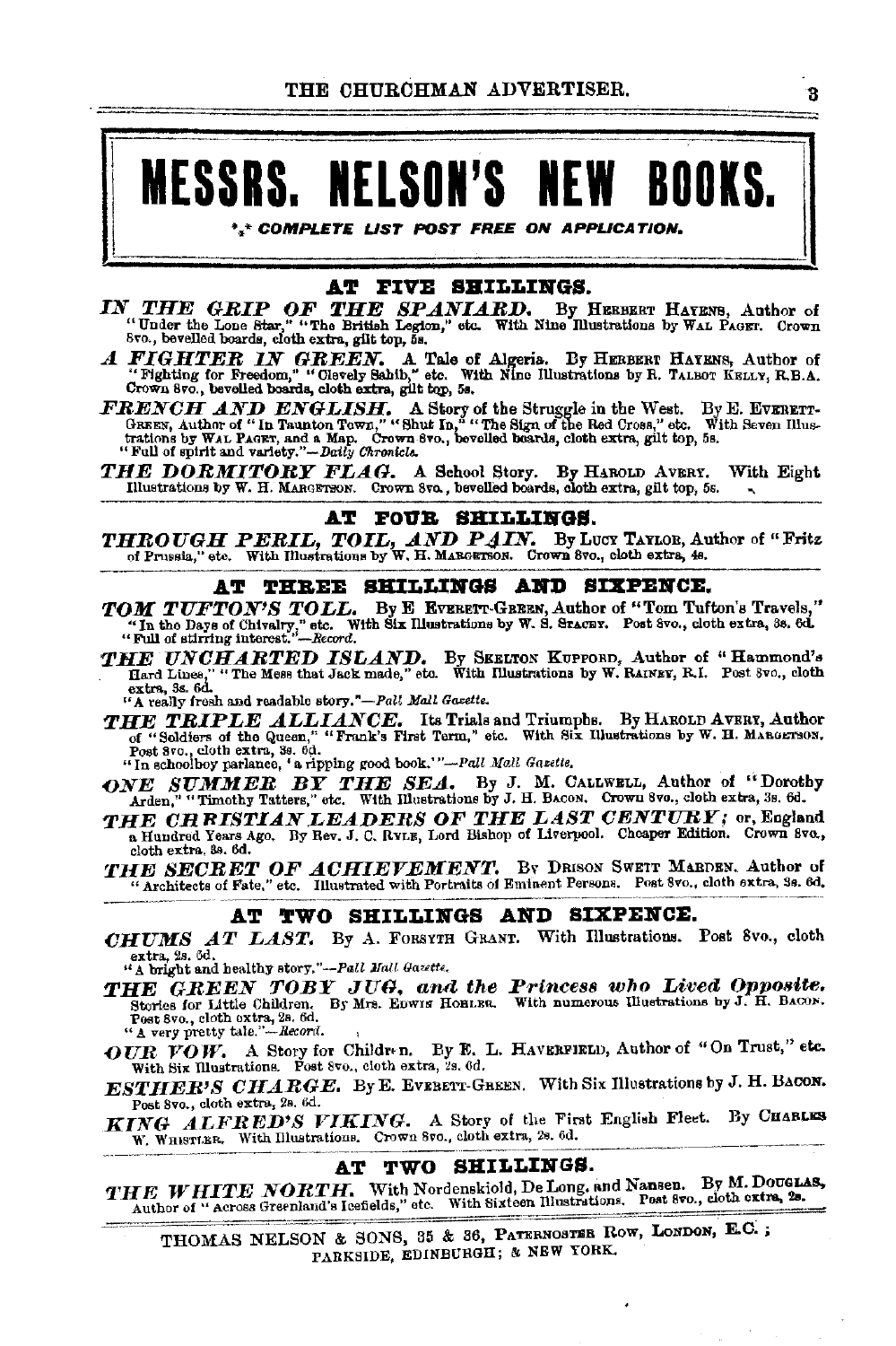# MESSRS. NELSON'S NEW BOOKS.

*\*\* COMPLETE LIST POST FREE ON APPLICATION.*

## AT FIVE SHILLINGS.

***IN THE GRIP OF THE SPANIARD.*** By HERBERT HAYENS, Author of "Under the Lone Star," "The British Legion," etc. With Nine Illustrations by WAL PAGET. Crown 8vo., bevelled boards, cloth extra, gilt top, 5s.

***A FIGHTER IN GREEN.*** A Tale of Algeria. By HERBERT HAYENS, Author of "Fighting for Freedom," "Clevely Sahib," etc. With Nine Illustrations by R. TALBOT KELLY, R.B.A. Crown 8vo., bevelled boards, cloth extra, gilt top, 5s.

***FRENCH AND ENGLISH.*** A Story of the Struggle in the West. By E. EVERETT-GREEN, Author of "In Taunton Town," "Shut In," "The Sign of the Red Cross," etc. With Seven Illustrations by WAL PAGET, and a Map. Crown 8vo., bevelled boards, cloth extra, gilt top, 5s.
"Full of spirit and variety."—*Daily Chronicle.*

***THE DORMITORY FLAG.*** A School Story. By HAROLD AVERY. With Eight Illustrations by W. H. MARGETSON. Crown 8vo., bevelled boards, cloth extra, gilt top, 5s.

## AT FOUR SHILLINGS.

***THROUGH PERIL, TOIL, AND PAIN.*** By LUCY TAYLOR, Author of "Fritz of Prussia," etc. With Illustrations by W. H. MARGETSON. Crown 8vo., cloth extra, 4s.

## AT THREE SHILLINGS AND SIXPENCE.

***TOM TUFTON'S TOLL.*** By E. EVERETT-GREEN, Author of "Tom Tufton's Travels," "In the Days of Chivalry," etc. With Six Illustrations by W. S. STACEY. Post 8vo., cloth extra, 3s. 6d.
"Full of stirring interest."—*Record.*

***THE UNCHARTED ISLAND.*** By SKELTON KUPPORD, Author of "Hammond's Hard Lines," "The Mess that Jack made," etc. With Illustrations by W. RAINEY, R.I. Post 8vo., cloth extra, 3s. 6d.
"A really fresh and readable story."—*Pall Mall Gazette.*

***THE TRIPLE ALLIANCE.*** Its Trials and Triumphs. By HAROLD AVERY, Author of "Soldiers of the Queen," "Frank's First Term," etc. With Six Illustrations by W. H. MARGETSON. Post 8vo., cloth extra, 3s. 6d.
"In schoolboy parlance, 'a ripping good book.'"—*Pall Mall Gazette.*

***ONE SUMMER BY THE SEA.*** By J. M. CALLWELL, Author of "Dorothy Arden," "Timothy Tatters," etc. With Illustrations by J. H. BACON. Crown 8vo., cloth extra, 3s. 6d.

***THE CHRISTIAN LEADERS OF THE LAST CENTURY;*** or, England a Hundred Years Ago. By Rev. J. C. RYLE, Lord Bishop of Liverpool. Cheaper Edition. Crown 8vo., cloth extra, 3s. 6d.

***THE SECRET OF ACHIEVEMENT.*** By ORISON SWETT MARDEN, Author of "Architects of Fate," etc. Illustrated with Portraits of Eminent Persons. Post 8vo., cloth extra, 3s. 6d.

## AT TWO SHILLINGS AND SIXPENCE.

***CHUMS AT LAST.*** By A. FORSYTH GRANT. With Illustrations. Post 8vo., cloth extra, 2s. 6d.
"A bright and healthy story."—*Pall Mall Gazette.*

***THE GREEN TOBY JUG, and the Princess who Lived Opposite.*** Stories for Little Children. By Mrs. EDWIN HOHLER. With numerous Illustrations by J. H. BACON. Post 8vo., cloth extra, 2s. 6d.
"A very pretty tale."—*Record.*

***OUR VOW.*** A Story for Children. By E. L. HAVERFIELD, Author of "On Trust," etc. With Six Illustrations. Post 8vo., cloth extra, 2s. 6d.

***ESTHER'S CHARGE.*** By E. EVERETT-GREEN. With Six Illustrations by J. H. BACON. Post 8vo., cloth extra, 2s. 6d.

***KING ALFRED'S VIKING.*** A Story of the First English Fleet. By CHARLES W. WHISTLER. With Illustrations. Crown 8vo., cloth extra, 2s. 6d.

## AT TWO SHILLINGS.

***THE WHITE NORTH.*** With Nordenskiold, De Long, and Nansen. By M. DOUGLAS, Author of "Across Greenland's Icefields," etc. With Sixteen Illustrations. Post 8vo., cloth extra, 2s.

THOMAS NELSON & SONS, 35 & 36, PATERNOSTER ROW, LONDON, E.C.; PARKSIDE, EDINBURGH; & NEW YORK.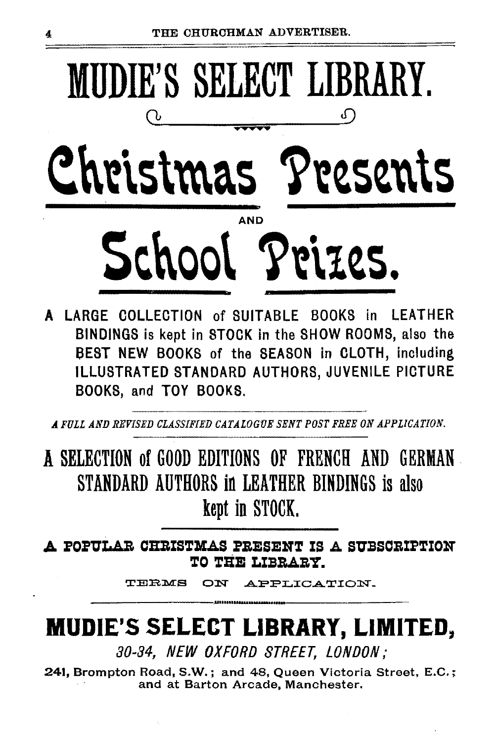# MUDIE'S SELECT LIBRARY.

# Christmas Presents

AND

# School Prizes.

A LARGE COLLECTION of SUITABLE BOOKS in LEATHER BINDINGS is kept in STOCK in the SHOW ROOMS, also the BEST NEW BOOKS of the SEASON in CLOTH, including ILLUSTRATED STANDARD AUTHORS, JUVENILE PICTURE BOOKS, and TOY BOOKS.

*A FULL AND REVISED CLASSIFIED CATALOGUE SENT POST FREE ON APPLICATION.*

## A SELECTION of GOOD EDITIONS OF FRENCH AND GERMAN STANDARD AUTHORS in LEATHER BINDINGS is also kept in STOCK.

**A POPULAR CHRISTMAS PRESENT IS A SUBSCRIPTION TO THE LIBRARY.**

TERMS ON APPLICATION.

## MUDIE'S SELECT LIBRARY, LIMITED,

*30-34, NEW OXFORD STREET, LONDON;*

241, Brompton Road, S.W.; and 48, Queen Victoria Street, E.C.; and at Barton Arcade, Manchester.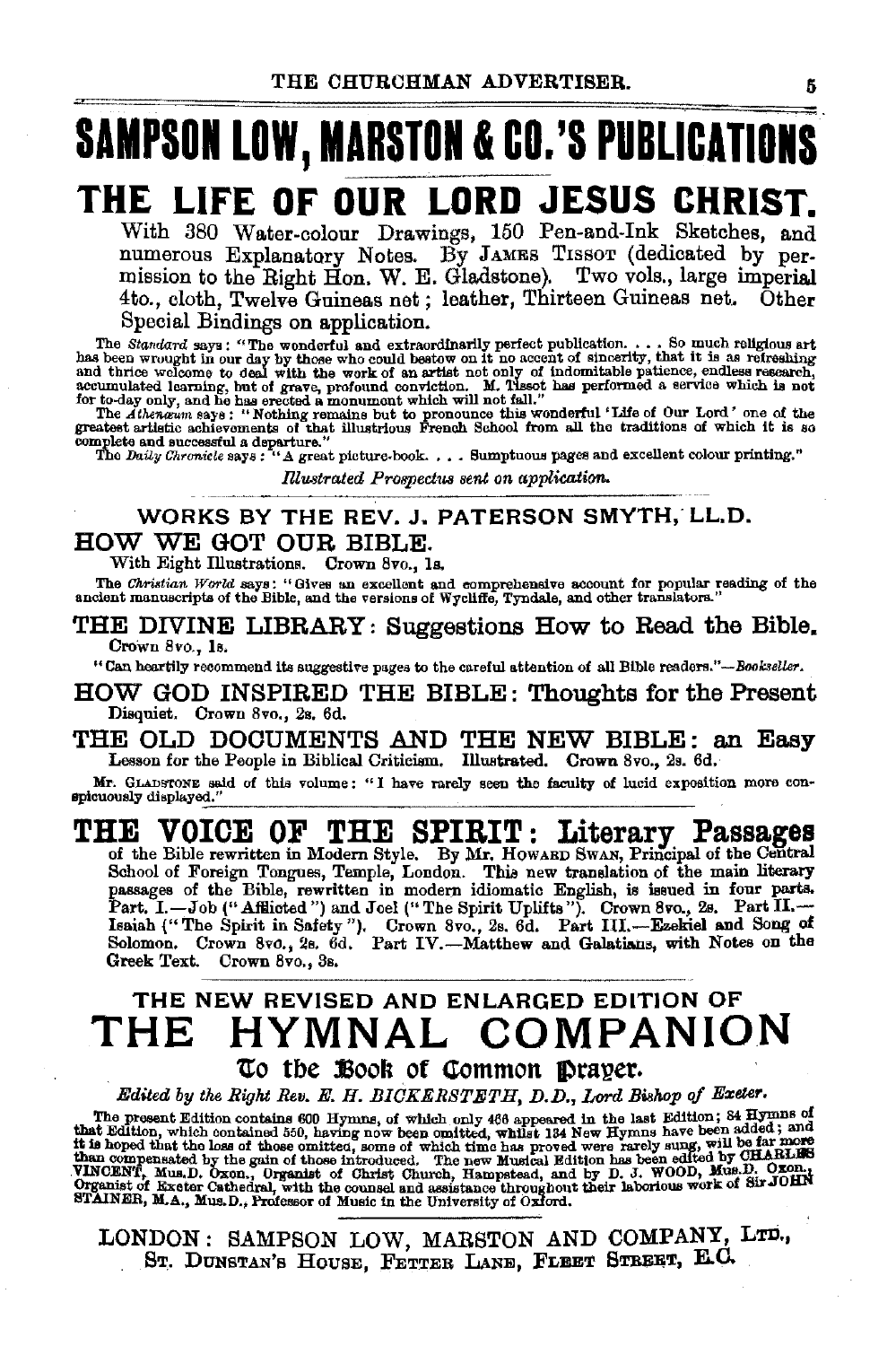# SAMPSON LOW, MARSTON & CO.'S PUBLICATIONS

## THE LIFE OF OUR LORD JESUS CHRIST.

With 380 Water-colour Drawings, 150 Pen-and-Ink Sketches, and numerous Explanatory Notes. By JAMES TISSOT (dedicated by permission to the Right Hon. W. E. Gladstone). Two vols., large imperial 4to., cloth, Twelve Guineas net; leather, Thirteen Guineas net. Other Special Bindings on application.

The *Standard* says: "The wonderful and extraordinarily perfect publication. . . . So much religious art has been wrought in our day by those who could bestow on it no accent of sincerity, that it is as refreshing and thrice welcome to deal with the work of an artist not only of indomitable patience, endless research, accumulated learning, but of grave, profound conviction. M. Tissot has performed a service which is not for to-day only, and he has erected a monument which will not fall."

The *Athenæum* says: "Nothing remains but to pronounce this wonderful 'Life of Our Lord' one of the greatest artistic achievements of that illustrious French School from all the traditions of which it is so complete and successful a departure."

The *Daily Chronicle* says: "A great picture-book. . . . Sumptuous pages and excellent colour printing."

*Illustrated Prospectus sent on application.*

### WORKS BY THE REV. J. PATERSON SMYTH, LL.D.

### HOW WE GOT OUR BIBLE.

With Eight Illustrations. Crown 8vo., 1s.

The *Christian World* says: "Gives an excellent and comprehensive account for popular reading of the ancient manuscripts of the Bible, and the versions of Wycliffe, Tyndale, and other translators."

### THE DIVINE LIBRARY: Suggestions How to Read the Bible.

Crown 8vo., 1s.

"Can heartily recommend its suggestive pages to the careful attention of all Bible readers."—*Bookseller*.

### HOW GOD INSPIRED THE BIBLE: Thoughts for the Present Disquiet.

Crown 8vo., 2s. 6d.

### THE OLD DOCUMENTS AND THE NEW BIBLE: an Easy Lesson for the People in Biblical Criticism.

Illustrated. Crown 8vo., 2s. 6d.

Mr. GLADSTONE said of this volume: "I have rarely seen the faculty of lucid exposition more conspicuously displayed."

## THE VOICE OF THE SPIRIT: Literary Passages

of the Bible rewritten in Modern Style. By Mr. HOWARD SWAN, Principal of the Central School of Foreign Tongues, Temple, London. This new translation of the main literary passages of the Bible, rewritten in modern idiomatic English, is issued in four parts. Part. I.—Job ("Afflicted") and Joel ("The Spirit Uplifts"). Crown 8vo., 2s. Part II.—Isaiah ("The Spirit in Safety"). Crown 8vo., 2s. 6d. Part III.—Ezekiel and Song of Solomon. Crown 8vo., 2s. 6d. Part IV.—Matthew and Galatians, with Notes on the Greek Text. Crown 8vo., 3s.

### THE NEW REVISED AND ENLARGED EDITION OF

## THE HYMNAL COMPANION

### To the Book of Common Prayer.

*Edited by the Right Rev. E. H. BICKERSTETH, D.D., Lord Bishop of Exeter.*

The present Edition contains 600 Hymns, of which only 466 appeared in the last Edition; 84 Hymns of that Edition, which contained 550, having now been omitted, whilst 134 New Hymns have been added; and it is hoped that the loss of those omitted, some of which time has proved were rarely sung, will be far more than compensated by the gain of those introduced. The new Musical Edition has been edited by CHARLES VINCENT, Mus.D. Oxon., Organist of Christ Church, Hampstead, and by D. J. WOOD, Mus.D. Oxon., Organist of Exeter Cathedral, with the counsel and assistance throughout their laborious work of Sir JOHN STAINER, M.A., Mus.D., Professor of Music in the University of Oxford.

LONDON: SAMPSON LOW, MARSTON AND COMPANY, LTD., ST. DUNSTAN'S HOUSE, FETTER LANE, FLEET STREET, E.C.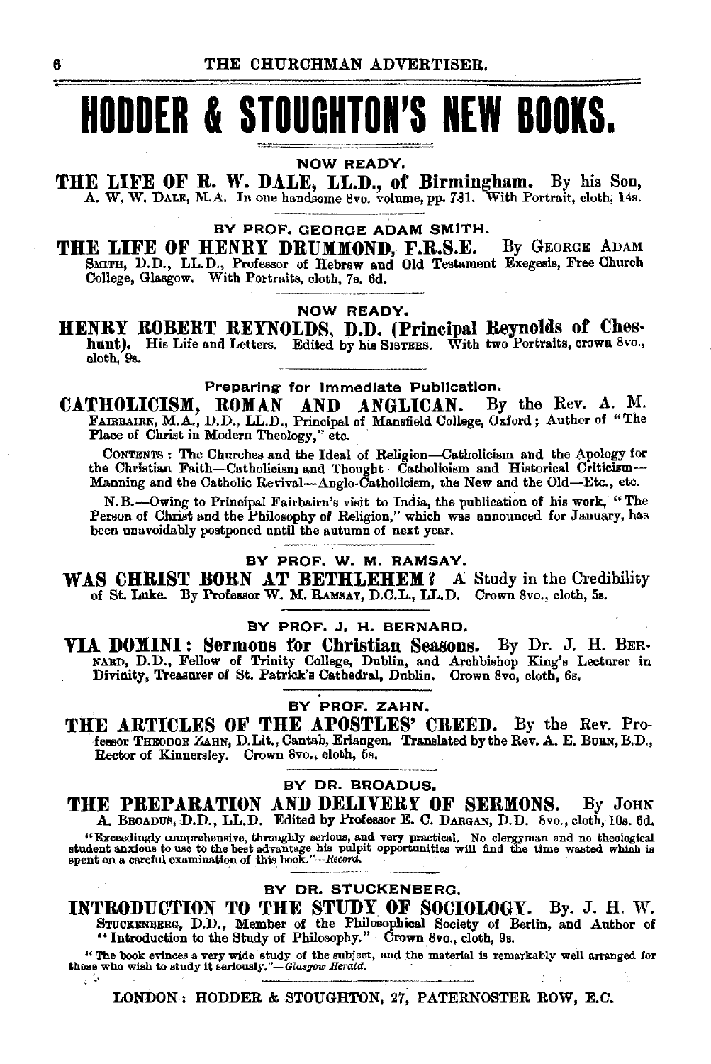# HODDER & STOUGHTON'S NEW BOOKS.

NOW READY.

**THE LIFE OF R. W. DALE, LL.D., of Birmingham.** By his Son, A. W. W. DALE, M.A. In one handsome 8vo. volume, pp. 781. With Portrait, cloth, 14s.

BY PROF. GEORGE ADAM SMITH.

**THE LIFE OF HENRY DRUMMOND, F.R.S.E.** By GEORGE ADAM SMITH, D.D., LL.D., Professor of Hebrew and Old Testament Exegesis, Free Church College, Glasgow. With Portraits, cloth, 7s. 6d.

NOW READY.

**HENRY ROBERT REYNOLDS, D.D. (Principal Reynolds of Cheshunt).** His Life and Letters. Edited by his SISTERS. With two Portraits, crown 8vo., cloth, 9s.

Preparing for Immediate Publication.

**CATHOLICISM, ROMAN AND ANGLICAN.** By the Rev. A. M. FAIRBAIRN, M.A., D.D., LL.D., Principal of Mansfield College, Oxford; Author of "The Place of Christ in Modern Theology," etc.

CONTENTS: The Churches and the Ideal of Religion—Catholicism and the Apology for the Christian Faith—Catholicism and Thought—Catholicism and Historical Criticism—Manning and the Catholic Revival—Anglo-Catholicism, the New and the Old—Etc., etc.

N.B.—Owing to Principal Fairbairn's visit to India, the publication of his work, "The Person of Christ and the Philosophy of Religion," which was announced for January, has been unavoidably postponed until the autumn of next year.

BY PROF. W. M. RAMSAY.

**WAS CHRIST BORN AT BETHLEHEM?** A Study in the Credibility of St. Luke. By Professor W. M. RAMSAY, D.C.L., LL.D. Crown 8vo., cloth, 5s.

BY PROF. J. H. BERNARD.

**VIA DOMINI: Sermons for Christian Seasons.** By Dr. J. H. BERNARD, D.D., Fellow of Trinity College, Dublin, and Archbishop King's Lecturer in Divinity, Treasurer of St. Patrick's Cathedral, Dublin. Crown 8vo, cloth, 6s.

BY PROF. ZAHN.

**THE ARTICLES OF THE APOSTLES' CREED.** By the Rev. Professor THEODOR ZAHN, D.Lit., Cantab, Erlangen. Translated by the Rev. A. E. BURN, B.D., Rector of Kinnersley. Crown 8vo., cloth, 5s.

BY DR. BROADUS.

**THE PREPARATION AND DELIVERY OF SERMONS.** By JOHN A. BROADUS, D.D., LL.D. Edited by Professor E. C. DARGAN, D.D. 8vo., cloth, 10s. 6d.

"Exceedingly comprehensive, throughly serious, and very practical. No clergyman and no theological student anxious to use to the best advantage his pulpit opportunities will find the time wasted which is spent on a careful examination of this book."—*Record.*

BY DR. STUCKENBERG.

**INTRODUCTION TO THE STUDY OF SOCIOLOGY.** By. J. H. W. STUCKENBERG, D.D., Member of the Philosophical Society of Berlin, and Author of "Introduction to the Study of Philosophy." Crown 8vo., cloth, 9s.

"The book evinces a very wide study of the subject, and the material is remarkably well arranged for those who wish to study it seriously."—*Glasgow Herald.*

LONDON: HODDER & STOUGHTON, 27, PATERNOSTER ROW, E.C.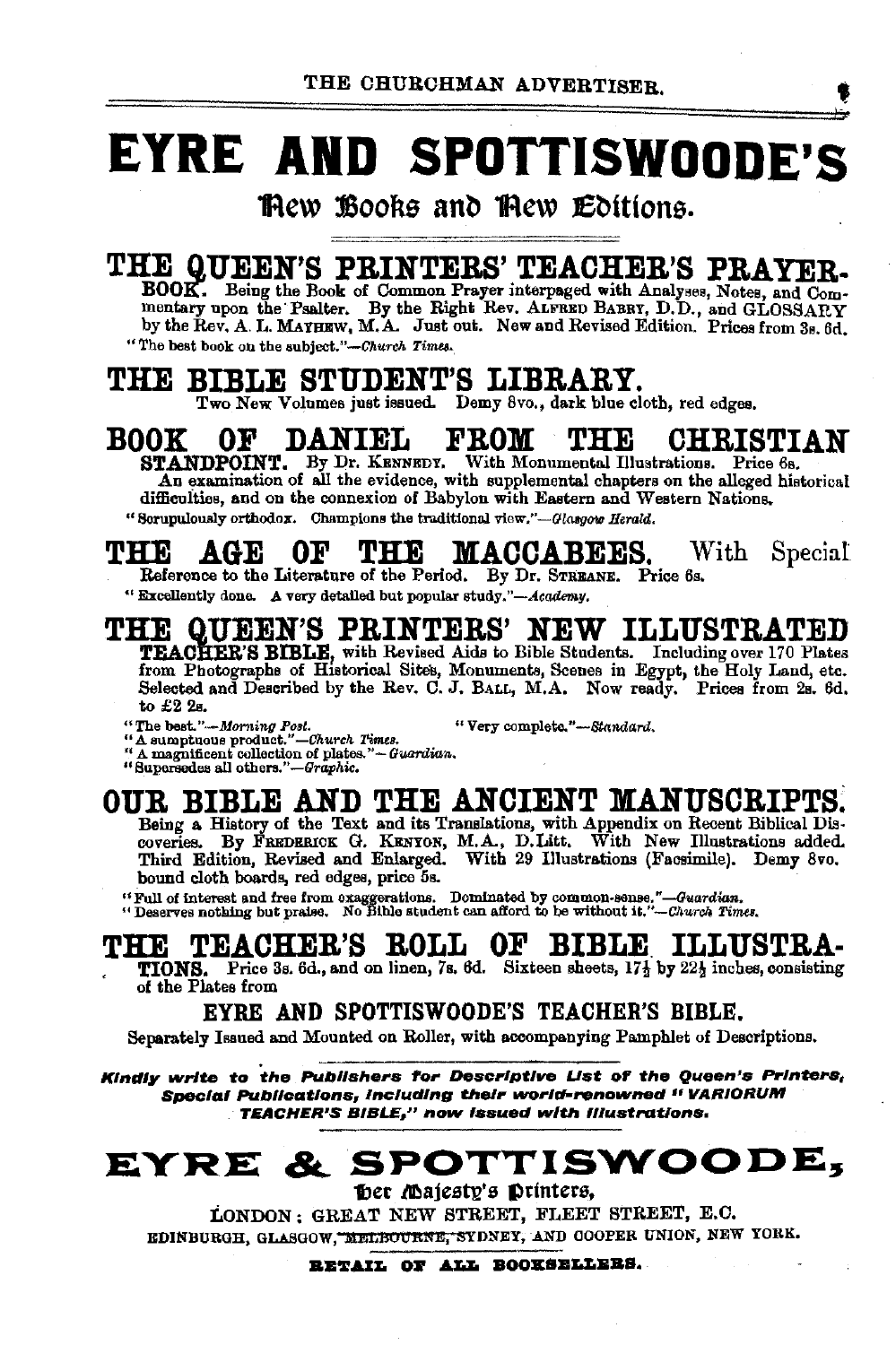# EYRE AND SPOTTISWOODE'S

## New Books and New Editions.

## THE QUEEN'S PRINTERS' TEACHER'S PRAYER-BOOK.

Being the Book of Common Prayer interpaged with Analyses, Notes, and Commentary upon the Psalter. By the Right Rev. ALFRED BARRY, D.D., and GLOSSARY by the Rev. A. L. MAYHEW, M.A. Just out. New and Revised Edition. Prices from 3s. 6d.

"The best book on the subject."—*Church Times.*

## THE BIBLE STUDENT'S LIBRARY.

Two New Volumes just issued. Demy 8vo., dark blue cloth, red edges.

## BOOK OF DANIEL FROM THE CHRISTIAN STANDPOINT.

By Dr. KENNEDY. With Monumental Illustrations. Price 6s.

An examination of all the evidence, with supplemental chapters on the alleged historical difficulties, and on the connexion of Babylon with Eastern and Western Nations.

"Scrupulously orthodox. Champions the traditional view."—*Glasgow Herald.*

## THE AGE OF THE MACCABEES. With Special

Reference to the Literature of the Period. By Dr. STREANE. Price 6s.

"Excellently done. A very detailed but popular study."—*Academy.*

## THE QUEEN'S PRINTERS' NEW ILLUSTRATED TEACHER'S BIBLE,

with Revised Aids to Bible Students. Including over 170 Plates from Photographs of Historical Sites, Monuments, Scenes in Egypt, the Holy Land, etc. Selected and Described by the Rev. C. J. BALL, M.A. Now ready. Prices from 2s. 6d. to £2 2s.

"The best."—*Morning Post.* "Very complete."—*Standard.*
"A sumptuous product."—*Church Times.*
"A magnificent collection of plates."—*Guardian.*
"Supersedes all others."—*Graphic.*

## OUR BIBLE AND THE ANCIENT MANUSCRIPTS.

Being a History of the Text and its Translations, with Appendix on Recent Biblical Discoveries. By FREDERICK G. KENYON, M.A., D.Litt. With New Illustrations added. Third Edition, Revised and Enlarged. With 29 Illustrations (Facsimile). Demy 8vo. bound cloth boards, red edges, price 5s.

"Full of interest and free from exaggerations. Dominated by common-sense."—*Guardian.*
"Deserves nothing but praise. No Bible student can afford to be without it."—*Church Times.*

## THE TEACHER'S ROLL OF BIBLE ILLUSTRATIONS.

Price 3s. 6d., and on linen, 7s. 6d. Sixteen sheets, 17½ by 22½ inches, consisting of the Plates from

### EYRE AND SPOTTISWOODE'S TEACHER'S BIBLE.

Separately Issued and Mounted on Roller, with accompanying Pamphlet of Descriptions.

***Kindly write to the Publishers for Descriptive List of the Queen's Printers, Special Publications, including their world-renowned "VARIORUM TEACHER'S BIBLE," now issued with illustrations.***

# EYRE & SPOTTISWOODE,

Her Majesty's Printers,

LONDON: GREAT NEW STREET, FLEET STREET, E.C.

EDINBURGH, GLASGOW, ~~MELBOURNE~~, SYDNEY, AND COOPER UNION, NEW YORK.

**RETAIL OF ALL BOOKSELLERS.**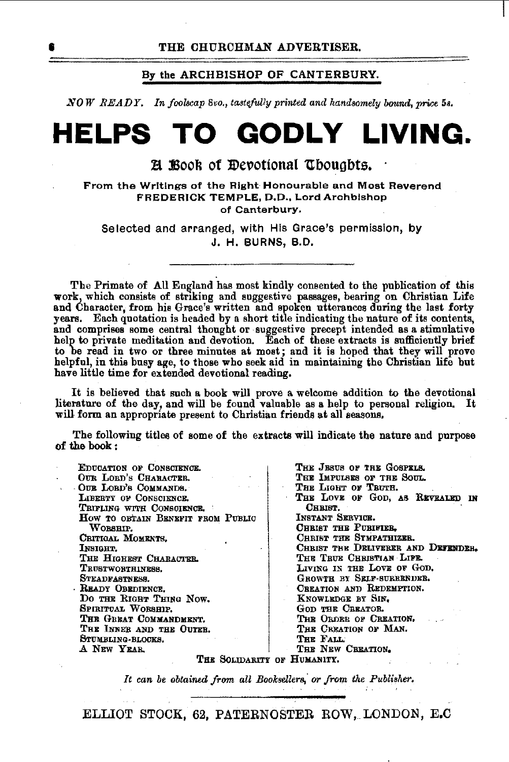By the ARCHBISHOP OF CANTERBURY.

*NOW READY. In foolscap 8vo., tastefully printed and handsomely bound, price 5s.*

# HELPS TO GODLY LIVING.

## A Book of Devotional Thoughts.

From the Writings of the Right Honourable and Most Reverend FREDERICK TEMPLE, D.D., Lord Archbishop of Canterbury.

Selected and arranged, with His Grace's permission, by J. H. BURNS, B.D.

---

The Primate of All England has most kindly consented to the publication of this work, which consists of striking and suggestive passages, bearing on Christian Life and Character, from his Grace's written and spoken utterances during the last forty years. Each quotation is headed by a short title indicating the nature of its contents, and comprises some central thought or suggestive precept intended as a stimulative help to private meditation and devotion. Each of these extracts is sufficiently brief to be read in two or three minutes at most; and it is hoped that they will prove helpful, in this busy age, to those who seek aid in maintaining the Christian life but have little time for extended devotional reading.

It is believed that such a book will prove a welcome addition to the devotional literature of the day, and will be found valuable as a help to personal religion. It will form an appropriate present to Christian friends at all seasons.

The following titles of some of the extracts will indicate the nature and purpose of the book:

- Education of Conscience.
- Our Lord's Character.
- Our Lord's Commands.
- Liberty of Conscience.
- Trifling with Conscience.
- How to obtain Benefit from Public Worship.
- Critical Moments.
- Insight.
- The Highest Character.
- Trustworthiness.
- Steadfastness.
- Ready Obedience.
- Do the Right Thing Now.
- Spiritual Worship.
- The Great Commandment.
- The Inner and the Outer.
- Stumbling-blocks.
- A New Year.
- The Jesus of the Gospels.
- The Impulses of the Soul.
- The Light of Truth.
- The Love of God, as Revealed in Christ.
- Instant Service.
- Christ the Purifier.
- Christ the Sympathizer.
- Christ the Deliverer and Defender.
- The True Christian Life.
- Living in the Love of God.
- Growth by Self-surrender.
- Creation and Redemption.
- Knowledge by Sin.
- God the Creator.
- The Order of Creation.
- The Creation of Man.
- The Fall.
- The New Creation.
- The Solidarity of Humanity.

*It can be obtained from all Booksellers, or from the Publisher.*

---

ELLIOT STOCK, 62, PATERNOSTER ROW, LONDON, E.C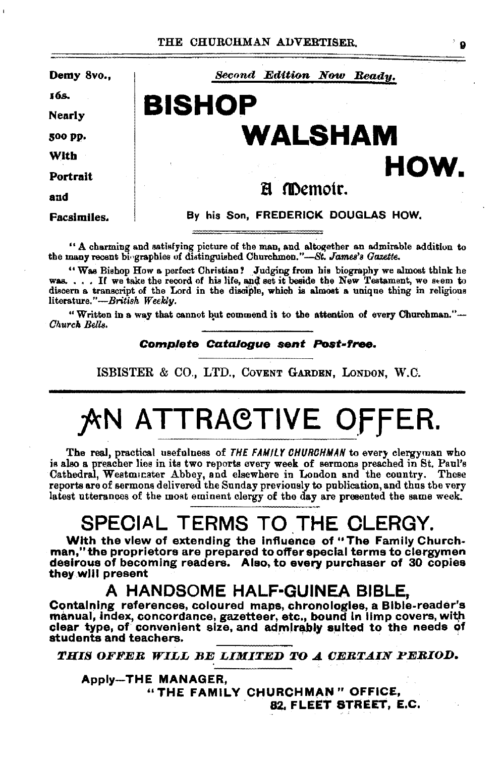Demy 8vo., 16s. Nearly 500 pp. With Portrait and Facsimiles.

*Second Edition Now Ready.*

# BISHOP WALSHAM HOW.

## A Memoir.

By his Son, FREDERICK DOUGLAS HOW.

"A charming and satisfying picture of the man, and altogether an admirable addition to the many recent biographies of distinguished Churchmen."—*St. James's Gazette.*

"Was Bishop How a perfect Christian? Judging from his biography we almost think he was. . . . If we take the record of his life, and set it beside the New Testament, we seem to discern a transcript of the Lord in the disciple, which is almost a unique thing in religious literature."—*British Weekly.*

"Written in a way that cannot but commend it to the attention of every Churchman."—*Church Bells.*

***Complete Catalogue sent Post-free.***

ISBISTER & CO., LTD., COVENT GARDEN, LONDON, W.C.

---

# AN ATTRACTIVE OFFER.

The real, practical usefulness of *THE FAMILY CHURCHMAN* to every clergyman who is also a preacher lies in its two reports every week of sermons preached in St. Paul's Cathedral, Westminster Abbey, and elsewhere in London and the country. These reports are of sermons delivered the Sunday previously to publication, and thus the very latest utterances of the most eminent clergy of the day are presented the same week.

## SPECIAL TERMS TO THE CLERGY.

**With the view of extending the influence of "The Family Churchman," the proprietors are prepared to offer special terms to clergymen desirous of becoming readers. Also, to every purchaser of 30 copies they will present**

### A HANDSOME HALF-GUINEA BIBLE,

**Containing references, coloured maps, chronologies, a Bible-reader's manual, index, concordance, gazetteer, etc., bound in limp covers, with clear type, of convenient size, and admirably suited to the needs of students and teachers.**

***THIS OFFER WILL BE LIMITED TO A CERTAIN PERIOD.***

**Apply—THE MANAGER,**
**"THE FAMILY CHURCHMAN" OFFICE,**
**82, FLEET STREET, E.C.**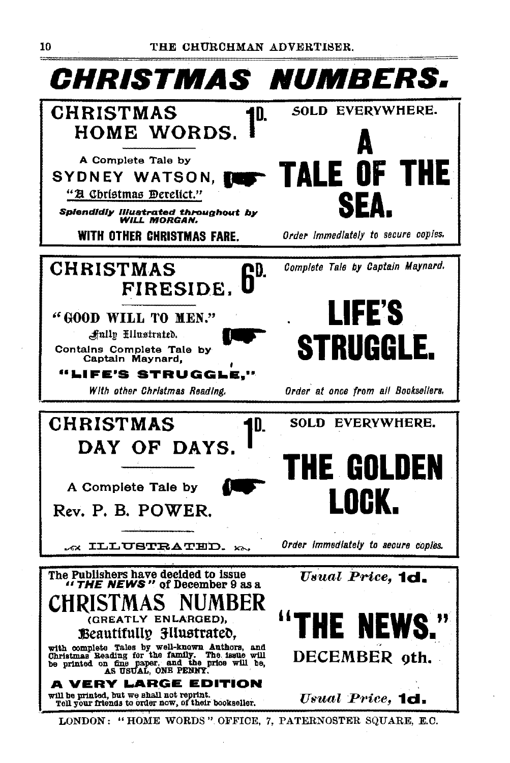# CHRISTMAS NUMBERS.

## CHRISTMAS HOME WORDS. 1D.

A Complete Tale by

SYDNEY WATSON,

"A Christmas Derelict."

***Splendidly Illustrated throughout by WILL MORGAN.***

**WITH OTHER CHRISTMAS FARE.**

SOLD EVERYWHERE.

## A TALE OF THE SEA.

*Order immediately to secure copies.*

---

## CHRISTMAS FIRESIDE. 6D.

"GOOD WILL TO MEN."

Fully Illustrated.

Contains Complete Tale by Captain Maynard,

**"LIFE'S STRUGGLE,"**

*With other Christmas Reading.*

*Complete Tale by Captain Maynard.*

## LIFE'S STRUGGLE.

*Order at once from all Booksellers.*

---

## CHRISTMAS DAY OF DAYS. 1D.

A Complete Tale by

Rev. P. B. POWER.

ILLUSTRATED.

SOLD EVERYWHERE.

## THE GOLDEN LOCK.

*Order immediately to secure copies.*

---

The Publishers have decided to issue ***"THE NEWS"*** of December 9 as a

## CHRISTMAS NUMBER

(GREATLY ENLARGED),

**Beautifully Illustrated,**

with complete Tales by well-known Authors, and Christmas Reading for the family. The issue will be printed on fine paper, and the price will be, AS USUAL, ONE PENNY.

**A VERY LARGE EDITION**

will be printed, but we shall not reprint. Tell your friends to order now, of their bookseller.

*Usual Price,* **1d.**

## "THE NEWS."

DECEMBER 9th.

*Usual Price,* **1d.**

---

LONDON: "HOME WORDS" OFFICE, 7, PATERNOSTER SQUARE, E.C.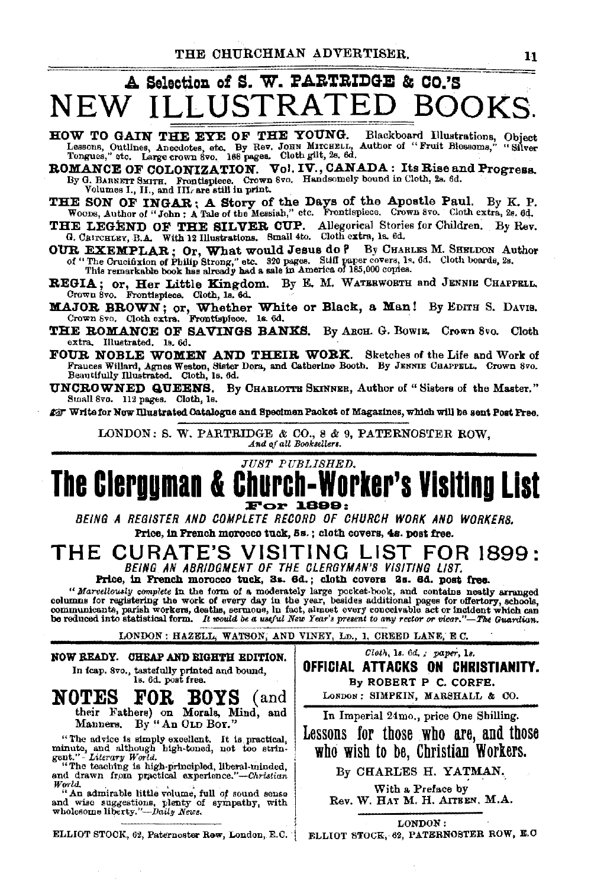## A Selection of S. W. PARTRIDGE & CO.'S

# NEW ILLUSTRATED BOOKS.

**HOW TO GAIN THE EYE OF THE YOUNG.** Blackboard Illustrations, Object Lessons, Outlines, Anecdotes, etc. By Rev. JOHN MITCHELL, Author of "Fruit Blossoms," "Silver Tongues," etc. Large crown 8vo. 168 pages. Cloth gilt, 2s. 6d.

**ROMANCE OF COLONIZATION. Vol. IV., CANADA: Its Rise and Progress.** By G. BARNETT SMITH. Frontispiece. Crown 8vo. Handsomely bound in Cloth, 2s. 6d. Volumes I., II., and III. are still in print.

**THE SON OF INGAR; A Story of the Days of the Apostle Paul.** By K. P. WOODS, Author of "John: A Tale of the Messiah," etc. Frontispiece. Crown 8vo. Cloth extra, 2s. 6d.

**THE LEGEND OF THE SILVER CUP.** Allegorical Stories for Children. By Rev. G. CRITCHLEY, B.A. With 12 Illustrations. Small 4to. Cloth extra, 1s. 6d.

**OUR EXEMPLAR; Or, What would Jesus do?** By CHARLES M. SHELDON Author of "The Crucifixion of Philip Strong," etc. 320 pages. Stiff paper covers, 1s. 6d. Cloth boards, 2s. This remarkable book has already had a sale in America of 185,000 copies.

**REGIA; or, Her Little Kingdom.** By E. M. WATERWORTH and JENNIE CHAPPELL. Crown 8vo. Frontispiece. Cloth, 1s. 6d.

**MAJOR BROWN; or, Whether White or Black, a Man!** By EDITH S. DAVIS. Crown 8vo. Cloth extra. Frontispiece. 1s. 6d.

**THE ROMANCE OF SAVINGS BANKS.** By ARCH. G. BOWIE. Crown 8vo. Cloth extra. Illustrated. 1s. 6d.

**FOUR NOBLE WOMEN AND THEIR WORK.** Sketches of the Life and Work of Frances Willard, Agnes Weston, Sister Dora, and Catherine Booth. By JENNIE CHAPPELL. Crown 8vo. Beautifully Illustrated. Cloth, 1s. 6d.

**UNCROWNED QUEENS.** By CHARLOTTE SKINNER, Author of "Sisters of the Master." Small 8vo. 112 pages. Cloth, 1s.

☞ **Write for New Illustrated Catalogue and Specimen Packet of Magazines, which will be sent Post Free.**

LONDON: S. W. PARTRIDGE & CO., 8 & 9, PATERNOSTER ROW,
*And of all Booksellers.*

---

*JUST PUBLISHED.*

# The Clergyman & Church-Worker's Visiting List For 1899:

*BEING A REGISTER AND COMPLETE RECORD OF CHURCH WORK AND WORKERS.*

**Price, in French morocco tuck, 5s.; cloth covers, 4s. post free.**

## THE CURATE'S VISITING LIST FOR 1899:

*BEING AN ABRIDGMENT OF THE CLERGYMAN'S VISITING LIST.*

**Price, in French morocco tuck, 3s. 6d.; cloth covers 2s. 6d. post free.**

"*Marvellously complete* in the form of a moderately large pocket-book, and contains neatly arranged columns for registering the work of every day in the year, besides additional pages for offertory, schools, communicants, parish workers, deaths, sermons, in fact, almost every conceivable act or incident which can be reduced into statistical form. *It would be a useful New Year's present to any rector or vicar.*"—*The Guardian.*

LONDON: HAZELL, WATSON, AND VINEY, LD., 1, CREED LANE, E.C.

---

**NOW READY. CHEAP AND EIGHTH EDITION.**

In fcap. 8vo., tastefully printed and bound, 1s. 6d. post free.

## NOTES FOR BOYS (and their Fathers) on Morals, Mind, and Manners.

By "AN OLD BOY."

"The advice is simply excellent. It is practical, minute, and although high-toned, not too stringent."—*Literary World.*

"The teaching is high-principled, liberal-minded, and drawn from practical experience."—*Christian World.*

"An admirable little volume, full of sound sense and wise suggestions, plenty of sympathy, with wholesome liberty."—*Daily News.*

ELLIOT STOCK, 62, Paternoster Row, London, E.C.

---

*Cloth, 1s. 6d.; paper, 1s.*

## OFFICIAL ATTACKS ON CHRISTIANITY.

By ROBERT P. C. CORFE.

LONDON: SIMPKIN, MARSHALL & CO.

---

In Imperial 24mo., price One Shilling.

## Lessons for those who are, and those who wish to be, Christian Workers.

By CHARLES H. YATMAN.

With a Preface by
Rev. W. HAY M. H. AITKEN, M.A.

LONDON:
ELLIOT STOCK, 62, PATERNOSTER ROW, E.C.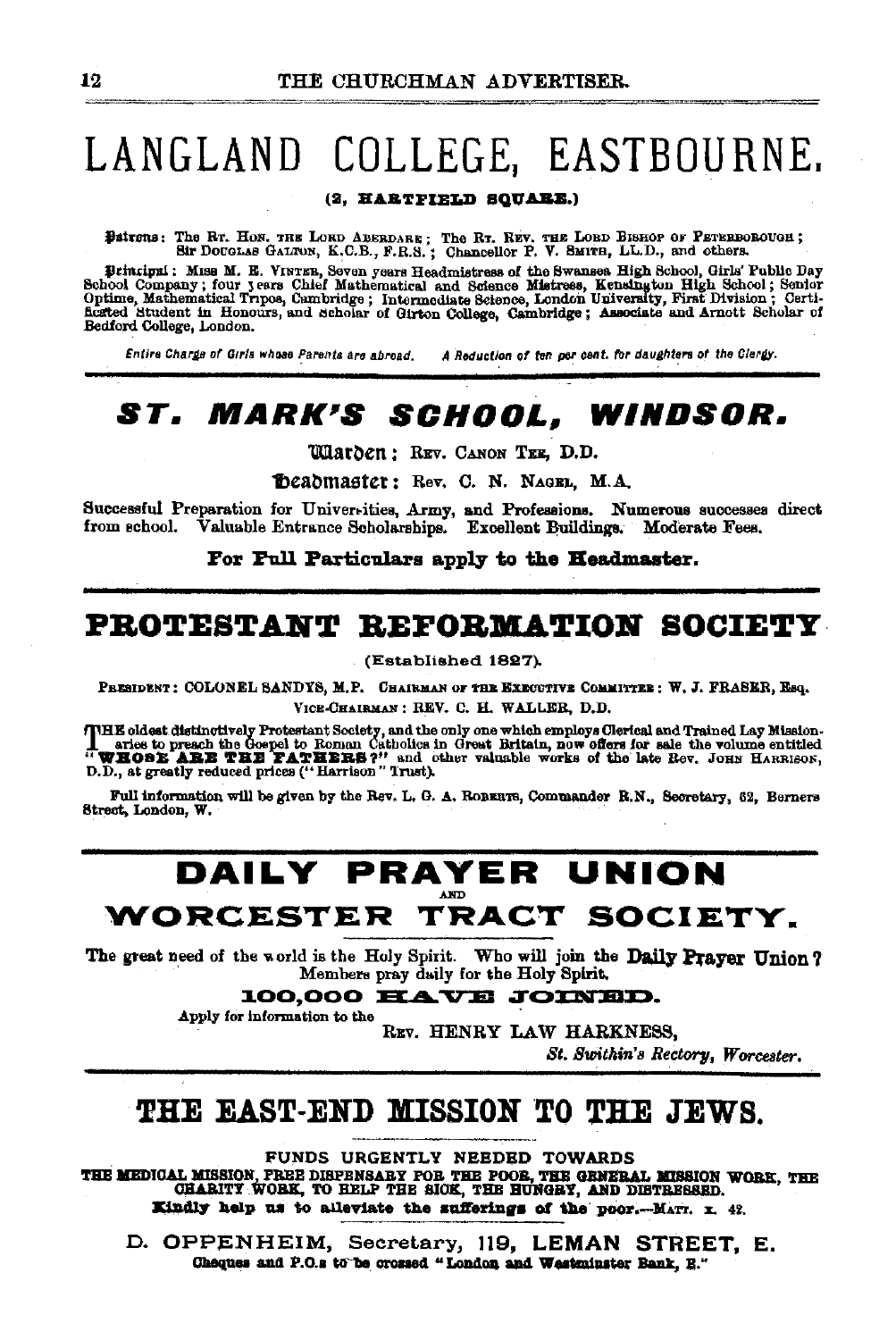# LANGLAND COLLEGE, EASTBOURNE.

(2, HARTFIELD SQUARE.)

**Patrons**: The Rt. Hon. the Lord Aberdare; The Rt. Rev. the Lord Bishop of Peterborough; Sir Douglas Galton, K.C.B., F.R.S.; Chancellor P. V. Smith, LL.D., and others.

**Principal**: Miss M. E. Vinter, Seven years Headmistress of the Swansea High School, Girls' Public Day School Company; four years Chief Mathematical and Science Mistress, Kensington High School; Senior Optime, Mathematical Tripos, Cambridge; Intermediate Science, London University, First Division; Certificated Student in Honours, and Scholar of Girton College, Cambridge; Associate and Arnott Scholar of Bedford College, London.

*Entire Charge of Girls whose Parents are abroad. A Reduction of ten per cent. for daughters of the Clergy.*

---

# ST. MARK'S SCHOOL, WINDSOR.

**Warden**: Rev. Canon Tee, D.D.

**Headmaster**: Rev. C. N. Nagel, M.A.

Successful Preparation for Universities, Army, and Professions. Numerous successes direct from school. Valuable Entrance Scholarships. Excellent Buildings. Moderate Fees.

**For Full Particulars apply to the Headmaster.**

---

# PROTESTANT REFORMATION SOCIETY

(Established 1827).

President: Colonel Sandys, M.P. Chairman of the Executive Committee: W. J. Fraser, Esq.
Vice-Chairman: Rev. C. H. Waller, D.D.

The oldest distinctively Protestant Society, and the only one which employs Clerical and Trained Lay Missionaries to preach the Gospel to Roman Catholics in Great Britain, now offers for sale the volume entitled "**WHOSE ARE THE FATHERS?**" and other valuable works of the late Rev. John Harrison, D.D., at greatly reduced prices ("Harrison" Trust).

Full information will be given by the Rev. L. G. A. Roberts, Commander R.N., Secretary, 62, Berners Street, London, W.

---

# DAILY PRAYER UNION
AND
# WORCESTER TRACT SOCIETY.

The great need of the world is the Holy Spirit. Who will join the **Daily Prayer Union**? Members pray daily for the Holy Spirit.

**100,000 HAVE JOINED.**

Apply for information to the

Rev. Henry Law Harkness,
*St. Swithin's Rectory, Worcester.*

---

# THE EAST-END MISSION TO THE JEWS.

FUNDS URGENTLY NEEDED TOWARDS
THE MEDICAL MISSION, FREE DISPENSARY FOR THE POOR, THE GENERAL MISSION WORK, THE CHARITY WORK, TO HELP THE SICK, THE HUNGRY, AND DISTRESSED.

**Kindly help us to alleviate the sufferings of the poor.**—Matt. x. 42.

D. OPPENHEIM, Secretary, 119, LEMAN STREET, E.
Cheques and P.O.s to be crossed "London and Westminster Bank, E."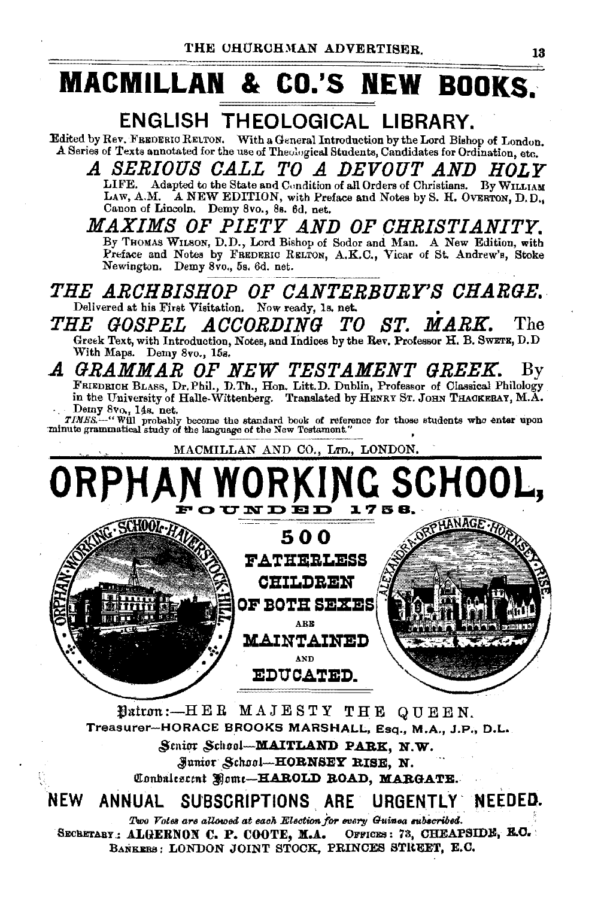# MACMILLAN & CO.'S NEW BOOKS.

## ENGLISH THEOLOGICAL LIBRARY.

Edited by Rev. FREDERIC RELTON. With a General Introduction by the Lord Bishop of London. A Series of Texts annotated for the use of Theological Students, Candidates for Ordination, etc.

***A SERIOUS CALL TO A DEVOUT AND HOLY*** LIFE. Adapted to the State and Condition of all Orders of Christians. By WILLIAM LAW, A.M. A NEW EDITION, with Preface and Notes by S. H. OVERTON, D.D., Canon of Lincoln. Demy 8vo., 8s. 6d. net.

***MAXIMS OF PIETY AND OF CHRISTIANITY.*** By THOMAS WILSON, D.D., Lord Bishop of Sodor and Man. A New Edition, with Preface and Notes by FREDERIC RELTON, A.K.C., Vicar of St. Andrew's, Stoke Newington. Demy 8vo., 5s. 6d. net.

***THE ARCHBISHOP OF CANTERBURY'S CHARGE.*** Delivered at his First Visitation. Now ready, 1s. net.

***THE GOSPEL ACCORDING TO ST. MARK.*** The Greek Text, with Introduction, Notes, and Indices by the Rev. Professor H. B. SWETE, D.D. With Maps. Demy 8vo., 15s.

***A GRAMMAR OF NEW TESTAMENT GREEK.*** By FRIEDRICH BLASS, Dr. Phil., D.Th., Hon. Litt.D. Dublin, Professor of Classical Philology in the University of Halle-Wittenberg. Translated by HENRY ST. JOHN THACKERAY, M.A. Demy 8vo., 14s. net.

*TIMES.*—"Will probably become the standard book of reference for those students who enter upon minute grammatical study of the language of the New Testament."

MACMILLAN AND CO., LTD., LONDON.

# ORPHAN WORKING SCHOOL,

**FOUNDED 1758.**

ORPHAN WORKING SCHOOL, HAVERSTOCK HILL. — ALEXANDRA ORPHANAGE, HORNSEY RISE.

**500 FATHERLESS CHILDREN OF BOTH SEXES ARE MAINTAINED AND EDUCATED.**

Patron:—HER MAJESTY THE QUEEN.

Treasurer—HORACE BROOKS MARSHALL, Esq., M.A., J.P., D.L.

Senior School—**MAITLAND PARK, N.W.**

Junior School—**HORNSEY RISE, N.**

Convalescent Home—**HAROLD ROAD, MARGATE.**

## NEW ANNUAL SUBSCRIPTIONS ARE URGENTLY NEEDED.

*Two Votes are allowed at each Election for every Guinea subscribed.*

SECRETARY: **ALGERNON C. P. COOTE, M.A.** OFFICES: 73, CHEAPSIDE, E.C.

BANKERS: LONDON JOINT STOCK, PRINCES STREET, E.C.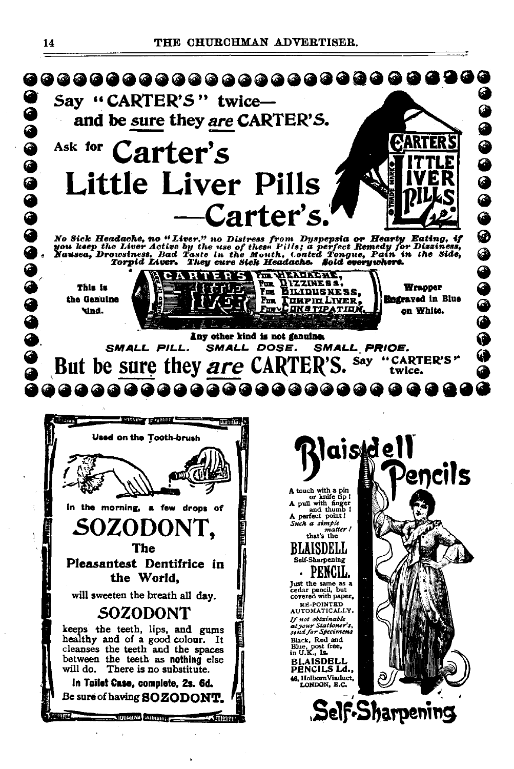Say "CARTER'S" twice—
and be sure they are CARTER'S.

Ask for **Carter's**

# Little Liver Pills

## —Carter's.

CARTER'S LITTLE LIVER PILLS. TRADE MARK.

*No Sick Headache, no "Liver," no Distress from Dyspepsia or Hearty Eating, if you keep the Liver Active by the use of these Pills; a perfect Remedy for Dizziness, Nausea, Drowsiness, Bad Taste in the Mouth, Coated Tongue, Pain in the Side, Torpid Liver. They cure Sick Headache. Sold everywhere.*

This is the Genuine Kind.

CARTER'S LITTLE LIVER — FOR HEADACHE, FOR DIZZINESS, FOR BILIOUSNESS, FOR TORPID LIVER, FOR CONSTIPATION.

Wrapper Engraved in Blue on White.

Any other kind is not genuine.

*SMALL PILL. SMALL DOSE. SMALL PRICE.*

**But be sure they are CARTER'S.** Say "CARTER'S" twice.

---

Used on the Tooth-brush

In the morning, a few drops of

# SOZODONT,

**The Pleasantest Dentifrice in the World,**

will sweeten the breath all day.

## SOZODONT

keeps the teeth, lips, and gums healthy and of a good colour. It cleanses the teeth and the spaces between the teeth as **nothing** else will do. There is no substitute.

**In Toilet Case, complete, 2s. 6d.**

Be sure of having **SOZODONT.**

---

# Blaisdell Pencils

A touch with a pin or knife tip!
A pull with finger and thumb!
A perfect point!
*Such a simple matter!*
that's the

**BLAISDELL**
Self-Sharpening
**PENCIL.**

Just the same as a cedar pencil, but covered with paper, RE-POINTED AUTOMATICALLY.

*If not obtainable at your Stationer's, send for Specimens*

Black, Red and Blue, post free, in U.K., 1s.

**BLAISDELL PENCILS Ld.,**
48, Holborn Viaduct, LONDON, E.C.

**Self-Sharpening**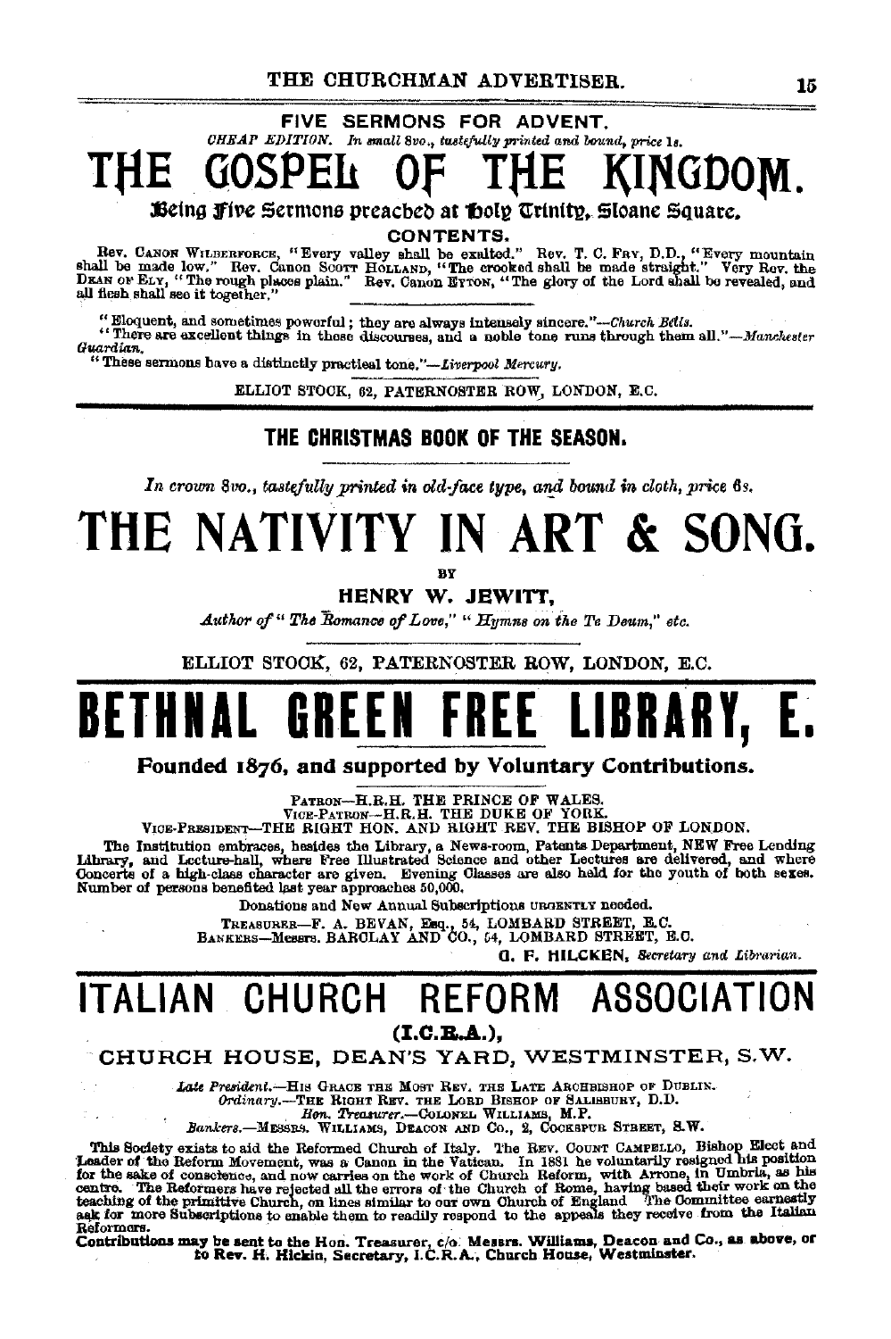## FIVE SERMONS FOR ADVENT.

*CHEAP EDITION. In small 8vo., tastefully printed and bound, price 1s.*

# THE GOSPEL OF THE KINGDOM.

**Being Five Sermons preached at Holy Trinity, Sloane Square.**

### CONTENTS.

Rev. Canon Wilberforce, "Every valley shall be exalted." Rev. T. C. Fry, D.D., "Every mountain shall be made low." Rev. Canon Scott Holland, "The crooked shall be made straight." Very Rev. the Dean of Ely, "The rough places plain." Rev. Canon Eyton, "The glory of the Lord shall be revealed, and all flesh shall see it together."

"Eloquent, and sometimes powerful; they are always intensely sincere."—*Church Bells.*

"There are excellent things in these discourses, and a noble tone runs through them all."—*Manchester Guardian.*

"These sermons have a distinctly practical tone."—*Liverpool Mercury.*

ELLIOT STOCK, 62, PATERNOSTER ROW, LONDON, E.C.

---

## THE CHRISTMAS BOOK OF THE SEASON.

*In crown 8vo., tastefully printed in old-face type, and bound in cloth, price 6s.*

# THE NATIVITY IN ART & SONG.

BY

**HENRY W. JEWITT,**

*Author of "The Romance of Love," "Hymns on the Te Deum," etc.*

ELLIOT STOCK, 62, PATERNOSTER ROW, LONDON, E.C.

---

# BETHNAL GREEN FREE LIBRARY, E.

**Founded 1876, and supported by Voluntary Contributions.**

Patron—H.R.H. THE PRINCE OF WALES.
Vice-Patron—H.R.H. THE DUKE OF YORK.
Vice-President—THE RIGHT HON. AND RIGHT REV. THE BISHOP OF LONDON.

The Institution embraces, besides the Library, a News-room, Patents Department, NEW Free Lending Library, and Lecture-hall, where Free Illustrated Science and other Lectures are delivered, and where Concerts of a high-class character are given. Evening Classes are also held for the youth of both sexes. Number of persons benefited last year approaches 50,000.

Donations and New Annual Subscriptions URGENTLY needed.

Treasurer—F. A. BEVAN, Esq., 54, LOMBARD STREET, E.C.
Bankers—Messrs. BARCLAY AND CO., 54, LOMBARD STREET, E.C.

G. F. HILCKEN, *Secretary and Librarian.*

---

# ITALIAN CHURCH REFORM ASSOCIATION

**(I.C.R.A.),**

## CHURCH HOUSE, DEAN'S YARD, WESTMINSTER, S.W.

*Late President.*—His Grace the Most Rev. the Late Archbishop of Dublin.
*Ordinary.*—The Right Rev. the Lord Bishop of Salisbury, D.D.
*Hon. Treasurer.*—Colonel Williams, M.P.
*Bankers.*—Messrs. Williams, Deacon and Co., 2, Cockspur Street, S.W.

This Society exists to aid the Reformed Church of Italy. The Rev. Count Campello, Bishop Elect and Leader of the Reform Movement, was a Canon in the Vatican. In 1881 he voluntarily resigned his position for the sake of conscience, and now carries on the work of Church Reform, with Arrone, in Umbria, as his centre. The Reformers have rejected all the errors of the Church of Rome, having based their work on the teaching of the primitive Church, on lines similar to our own Church of England. The Committee earnestly ask for more Subscriptions to enable them to readily respond to the appeals they receive from the Italian Reformers.

**Contributions may be sent to the Hon. Treasurer, c/o Messrs. Williams, Deacon and Co., as above, or to Rev. H. Hickin, Secretary, I.C.R.A., Church House, Westminster.**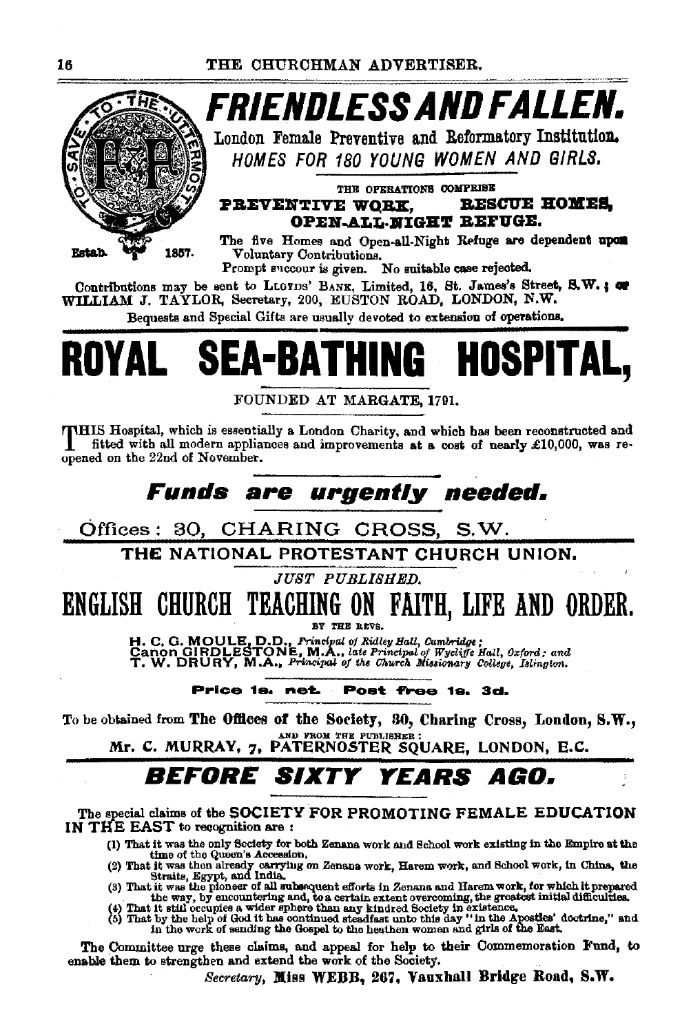# FRIENDLESS AND FALLEN.

TO SAVE THE UTTERMOST

Estab. 1857.

London Female Preventive and Reformatory Institution.

*HOMES FOR 180 YOUNG WOMEN AND GIRLS.*

THE OPERATIONS COMPRISE

**PREVENTIVE WORK, RESCUE HOMES, OPEN-ALL-NIGHT REFUGE.**

The five Homes and Open-all-Night Refuge are dependent upon Voluntary Contributions.

Prompt succour is given. No suitable case rejected.

Contributions may be sent to LLOYDS' BANK, Limited, 16, St. James's Street, S.W.; or WILLIAM J. TAYLOR, Secretary, 200, EUSTON ROAD, LONDON, N.W.

Bequests and Special Gifts are usually devoted to extension of operations.

# ROYAL SEA-BATHING HOSPITAL,

FOUNDED AT MARGATE, 1791.

THIS Hospital, which is essentially a London Charity, and which has been reconstructed and fitted with all modern appliances and improvements at a cost of nearly £10,000, was re-opened on the 22nd of November.

## *Funds are urgently needed.*

Offices: 30, CHARING CROSS, S.W.

## THE NATIONAL PROTESTANT CHURCH UNION.

*JUST PUBLISHED.*

# ENGLISH CHURCH TEACHING ON FAITH, LIFE AND ORDER.

BY THE REVS.

**H. C. G. MOULE, D.D.**, *Principal of Ridley Hall, Cambridge;*
**Canon GIRDLESTONE, M.A.**, *late Principal of Wycliffe Hall, Oxford; and*
**T. W. DRURY, M.A.**, *Principal of the Church Missionary College, Islington.*

**Price 1s. net. Post free 1s. 3d.**

To be obtained from **The Offices of the Society, 30, Charing Cross, London, S.W.,**
AND FROM THE PUBLISHER:
**Mr. C. MURRAY, 7, PATERNOSTER SQUARE, LONDON, E.C.**

# *BEFORE SIXTY YEARS AGO.*

The special claims of the **SOCIETY FOR PROMOTING FEMALE EDUCATION IN THE EAST** to recognition are:

(1) That it was the only Society for both Zenana work and School work existing in the Empire at the time of the Queen's Accession.
(2) That it was then already carrying on Zenana work, Harem work, and School work, in China, the Straits, Egypt, and India.
(3) That it was the pioneer of all subsequent efforts in Zenana and Harem work, for which it prepared the way, by encountering and, to a certain extent overcoming, the greatest initial difficulties.
(4) That it still occupies a wider sphere than any kindred Society in existence.
(5) That by the help of God it has continued steadfast unto this day "in the Apostles' doctrine," and in the work of sending the Gospel to the heathen women and girls of the East.

The Committee urge these claims, and appeal for help to their Commemoration Fund, to enable them to strengthen and extend the work of the Society.

*Secretary*, **Miss WEBB, 267, Vauxhall Bridge Road, S.W.**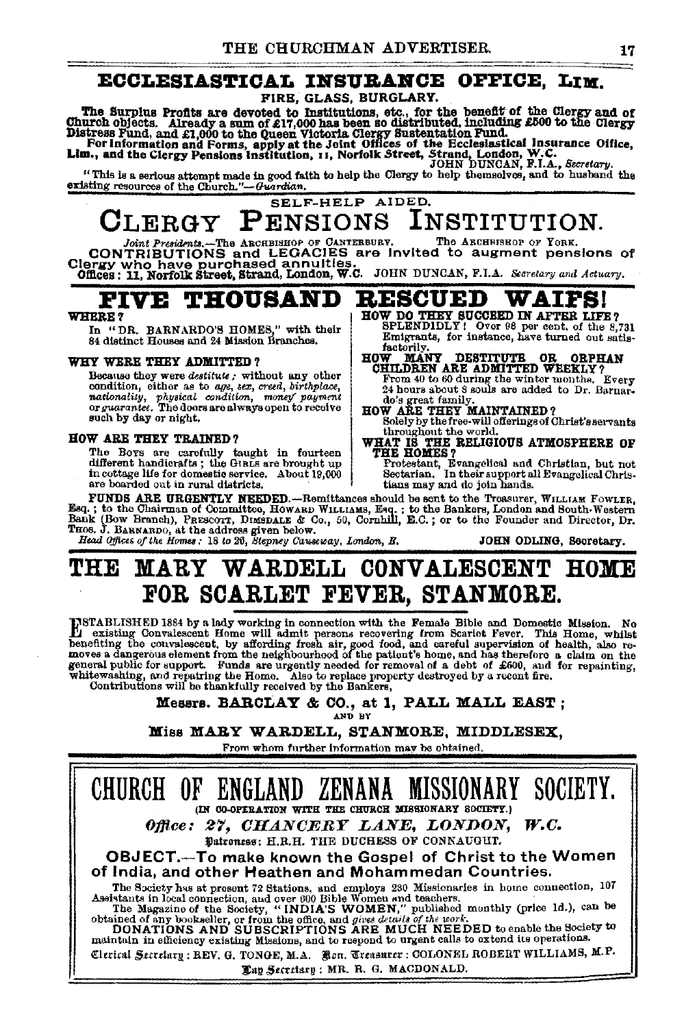## ECCLESIASTICAL INSURANCE OFFICE, LIM.

**FIRE, GLASS, BURGLARY.**

The Surplus Profits are devoted to Institutions, etc., for the benefit of the Clergy and of Church objects. Already a sum of £17,000 has been so distributed, including £500 to the Clergy Distress Fund, and £1,000 to the Queen Victoria Clergy Sustentation Fund.

For Information and Forms, apply at the Joint Offices of the Ecclesiastical Insurance Office, Lim., and the Clergy Pensions Institution, 11, Norfolk Street, Strand, London, W.C.

JOHN DUNCAN, F.I.A., *Secretary.*

"This is a serious attempt made in good faith to help the Clergy to help themselves, and to husband the existing resources of the Church."—*Guardian.*

---

SELF-HELP AIDED.

## CLERGY PENSIONS INSTITUTION.

*Joint Presidents.*—The ARCHBISHOP OF CANTERBURY. The ARCHBISHOP OF YORK.

CONTRIBUTIONS and LEGACIES are invited to augment pensions of Clergy who have purchased annuities.

**Offices: 11, Norfolk Street, Strand, London, W.C.** JOHN DUNCAN, F.I.A. *Secretary and Actuary.*

---

## FIVE THOUSAND RESCUED WAIFS!

**WHERE?**

In "DR. BARNARDO'S HOMES," with their 84 distinct Houses and 24 Mission Branches.

**WHY WERE THEY ADMITTED?**

Because they were *destitute;* without any other condition, either as to *age, sex, creed, birthplace, nationality, physical condition, money payment* or *guarantee.* The doors are always open to receive such by day or night.

**HOW ARE THEY TRAINED?**

The BOYS are carefully taught in fourteen different handicrafts; the GIRLS are brought up in cottage life for domestic service. About 12,000 are boarded out in rural districts.

**HOW DO THEY SUCCEED IN AFTER LIFE?**

SPLENDIDLY! Over 98 per cent. of the 8,731 Emigrants, for instance, have turned out satisfactorily.

**HOW MANY DESTITUTE OR ORPHAN CHILDREN ARE ADMITTED WEEKLY?**

From 40 to 60 during the winter months. Every 24 hours about 8 souls are added to Dr. Barnardo's great family.

**HOW ARE THEY MAINTAINED?**

Solely by the free-will offerings of Christ's servants throughout the world.

**WHAT IS THE RELIGIOUS ATMOSPHERE OF THE HOMES?**

Protestant, Evangelical and Christian, but not Sectarian. In their support all Evangelical Christians may and do join hands.

**FUNDS ARE URGENTLY NEEDED.**—Remittances should be sent to the Treasurer, WILLIAM FOWLER, Esq.; to the Chairman of Committee, HOWARD WILLIAMS, Esq.; to the Bankers, London and South-Western Bank (Bow Branch), PRESCOTT, DIMSDALE & Co., 50, Cornhill, E.C.; or to the Founder and Director, Dr. THOS. J. BARNARDO, at the address given below.

*Head Offices of the Homes:* 18 to 26, *Stepney Causeway, London, E.* JOHN ODLING, Secretary.

---

## THE MARY WARDELL CONVALESCENT HOME FOR SCARLET FEVER, STANMORE.

ESTABLISHED 1884 by a lady working in connection with the Female Bible and Domestic Mission. No existing Convalescent Home will admit persons recovering from Scarlet Fever. This Home, whilst benefiting the convalescent, by affording fresh air, good food, and careful supervision of health, also removes a dangerous element from the neighbourhood of the patient's home, and has therefore a claim on the general public for support. Funds are urgently needed for removal of a debt of £600, and for repainting, whitewashing, and repairing the Home. Also to replace property destroyed by a recent fire.

Contributions will be thankfully received by the Bankers,

**Messrs. BARCLAY & CO., at 1, PALL MALL EAST;**

AND BY

**Miss MARY WARDELL, STANMORE, MIDDLESEX,**

From whom further information may be obtained.

---

## CHURCH OF ENGLAND ZENANA MISSIONARY SOCIETY.

(IN CO-OPERATION WITH THE CHURCH MISSIONARY SOCIETY.)

***Office: 27, CHANCERY LANE, LONDON, W.C.***

Patroness: H.R.H. THE DUCHESS OF CONNAUGHT.

**OBJECT.—To make known the Gospel of Christ to the Women of India, and other Heathen and Mohammedan Countries.**

The Society has at present 72 Stations, and employs 230 Missionaries in home connection, 107 Assistants in local connection, and over 600 Bible Women and teachers.

The Magazine of the Society, "INDIA'S WOMEN," published monthly (price 1d.), can be obtained of any bookseller, or from the office, and *gives details of the work.*

**DONATIONS AND SUBSCRIPTIONS ARE MUCH NEEDED** to enable the Society to maintain in efficiency existing Missions, and to respond to urgent calls to extend its operations.

Clerical Secretary: REV. G. TONGE, M.A. Hon. Treasurer: COLONEL ROBERT WILLIAMS, M.P.

Lay Secretary: MR. R. G. MACDONALD.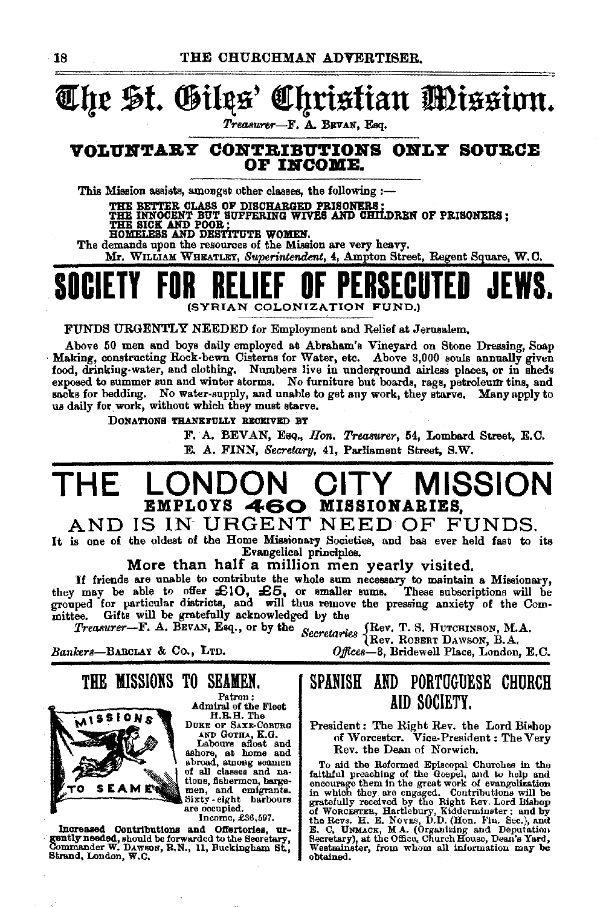# The St. Giles' Christian Mission.

*Treasurer*—F. A. Bevan, Esq.

## VOLUNTARY CONTRIBUTIONS ONLY SOURCE OF INCOME.

This Mission assists, amongst other classes, the following :—

THE BETTER CLASS OF DISCHARGED PRISONERS;
THE INNOCENT BUT SUFFERING WIVES AND CHILDREN OF PRISONERS;
THE SICK AND POOR;
HOMELESS AND DESTITUTE WOMEN.

The demands upon the resources of the Mission are very heavy.

Mr. William Wheatley, *Superintendent*, 4, Ampton Street, Regent Square, W.C.

# SOCIETY FOR RELIEF OF PERSECUTED JEWS.

(SYRIAN COLONIZATION FUND.)

FUNDS URGENTLY NEEDED for Employment and Relief at Jerusalem.

Above 50 men and boys daily employed at Abraham's Vineyard on Stone Dressing, Soap Making, constructing Rock-hewn Cisterns for Water, etc. Above 3,000 souls annually given food, drinking-water, and clothing. Numbers live in underground airless places, or in sheds exposed to summer sun and winter storms. No furniture but boards, rags, petroleum tins, and sacks for bedding. No water-supply, and unable to get any work, they starve. Many apply to us daily for work, without which they must starve.

Donations thankfully received by

F. A. BEVAN, Esq., *Hon. Treasurer*, 54, Lombard Street, E.C.
E. A. FINN, *Secretary*, 41, Parliament Street, S.W.

# THE LONDON CITY MISSION

## EMPLOYS 460 MISSIONARIES, AND IS IN URGENT NEED OF FUNDS.

It is one of the oldest of the Home Missionary Societies, and has ever held fast to its Evangelical principles.

**More than half a million men yearly visited.**

If friends are unable to contribute the whole sum necessary to maintain a Missionary, they may be able to offer £10, £5, or smaller sums. These subscriptions will be grouped for particular districts, and will thus remove the pressing anxiety of the Committee. Gifts will be gratefully acknowledged by the

*Treasurer*—F. A. Bevan, Esq., or by the *Secretaries* {Rev. T. S. Hutchinson, M.A. / Rev. Robert Dawson, B.A.

*Bankers*—Barclay & Co., Ltd. *Offices*—3, Bridewell Place, London, E.C.

## THE MISSIONS TO SEAMEN.

MISSIONS TO SEAMEN

Patron: Admiral of the Fleet H.R.H. The Duke of Saxe-Coburg and Gotha, K.G.

Labours afloat and ashore, at home and abroad, among seamen of all classes and nations, fishermen, bargemen, and emigrants. Sixty-eight harbours are occupied.

Income, £36,597.

**Increased Contributions and Offertories, urgently needed,** should be forwarded to the Secretary, Commander W. Dawson, R.N., 11, Buckingham St., Strand, London, W.C.

## SPANISH AND PORTUGUESE CHURCH AID SOCIETY.

President: The Right Rev. the Lord Bishop of Worcester. Vice-President: The Very Rev. the Dean of Norwich.

To aid the Reformed Episcopal Churches in the faithful preaching of the Gospel, and to help and encourage them in the great work of evangelization in which they are engaged. Contributions will be gratefully received by the Right Rev. Lord Bishop of Worcester, Hartlebury, Kidderminster; and by the Revs. H. E. Noyes, D.D. (Hon. Fin. Sec.), and E. C. Unmack, M.A. (Organizing and Deputation Secretary), at the Office, Church House, Dean's Yard, Westminster, from whom all information may be obtained.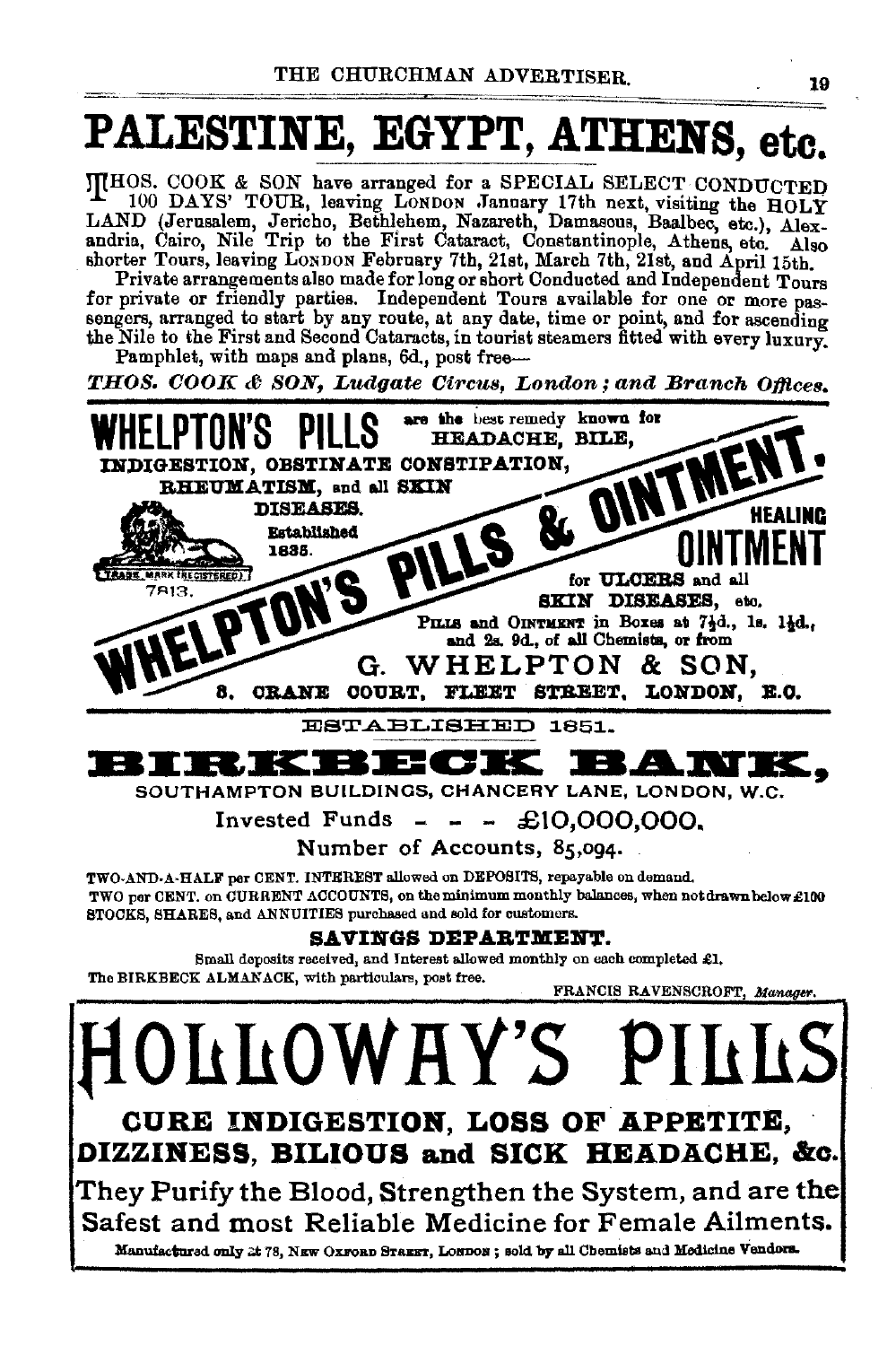# PALESTINE, EGYPT, ATHENS, etc.

THOS. COOK & SON have arranged for a SPECIAL SELECT CONDUCTED 100 DAYS' TOUR, leaving LONDON January 17th next, visiting the HOLY LAND (Jerusalem, Jericho, Bethlehem, Nazareth, Damascus, Baalbec, etc.), Alexandria, Cairo, Nile Trip to the First Cataract, Constantinople, Athens, etc. Also shorter Tours, leaving LONDON February 7th, 21st, March 7th, 21st, and April 15th.

Private arrangements also made for long or short Conducted and Independent Tours for private or friendly parties. Independent Tours available for one or more passengers, arranged to start by any route, at any date, time or point, and for ascending the Nile to the First and Second Cataracts, in tourist steamers fitted with every luxury.

Pamphlet, with maps and plans, 6d., post free—

*THOS. COOK & SON, Ludgate Circus, London; and Branch Offices.*

---

**WHELPTON'S PILLS** are the best remedy known for HEADACHE, BILE, INDIGESTION, OBSTINATE CONSTIPATION, RHEUMATISM, and all SKIN DISEASES.

Established 1835.

TRADE MARK (REGISTERED) 7813.

**WHELPTON'S PILLS & OINTMENT.**

**HEALING OINTMENT** for ULCERS and all SKIN DISEASES, etc.

PILLS and OINTMENT in Boxes at 7½d., 1s. 1½d., and 2s. 9d., of all Chemists, or from

G. WHELPTON & SON,

8, CRANE COURT, FLEET STREET, LONDON, E.C.

---

ESTABLISHED 1851.

# BIRKBECK BANK,

SOUTHAMPTON BUILDINGS, CHANCERY LANE, LONDON, W.C.

Invested Funds - - - £10,000,000.

Number of Accounts, 85,094.

TWO-AND-A-HALF per CENT. INTEREST allowed on DEPOSITS, repayable on demand.
TWO per CENT. on CURRENT ACCOUNTS, on the minimum monthly balances, when not drawn below £100
STOCKS, SHARES, and ANNUITIES purchased and sold for customers.

**SAVINGS DEPARTMENT.**

Small deposits received, and Interest allowed monthly on each completed £1.

The BIRKBECK ALMANACK, with particulars, post free.

FRANCIS RAVENSCROFT, *Manager.*

---

# HOLLOWAY'S PILLS

**CURE INDIGESTION, LOSS OF APPETITE, DIZZINESS, BILIOUS and SICK HEADACHE, &c.**

They Purify the Blood, Strengthen the System, and are the Safest and most Reliable Medicine for Female Ailments.

Manufactured only at 78, NEW OXFORD STREET, LONDON; sold by all Chemists and Medicine Vendors.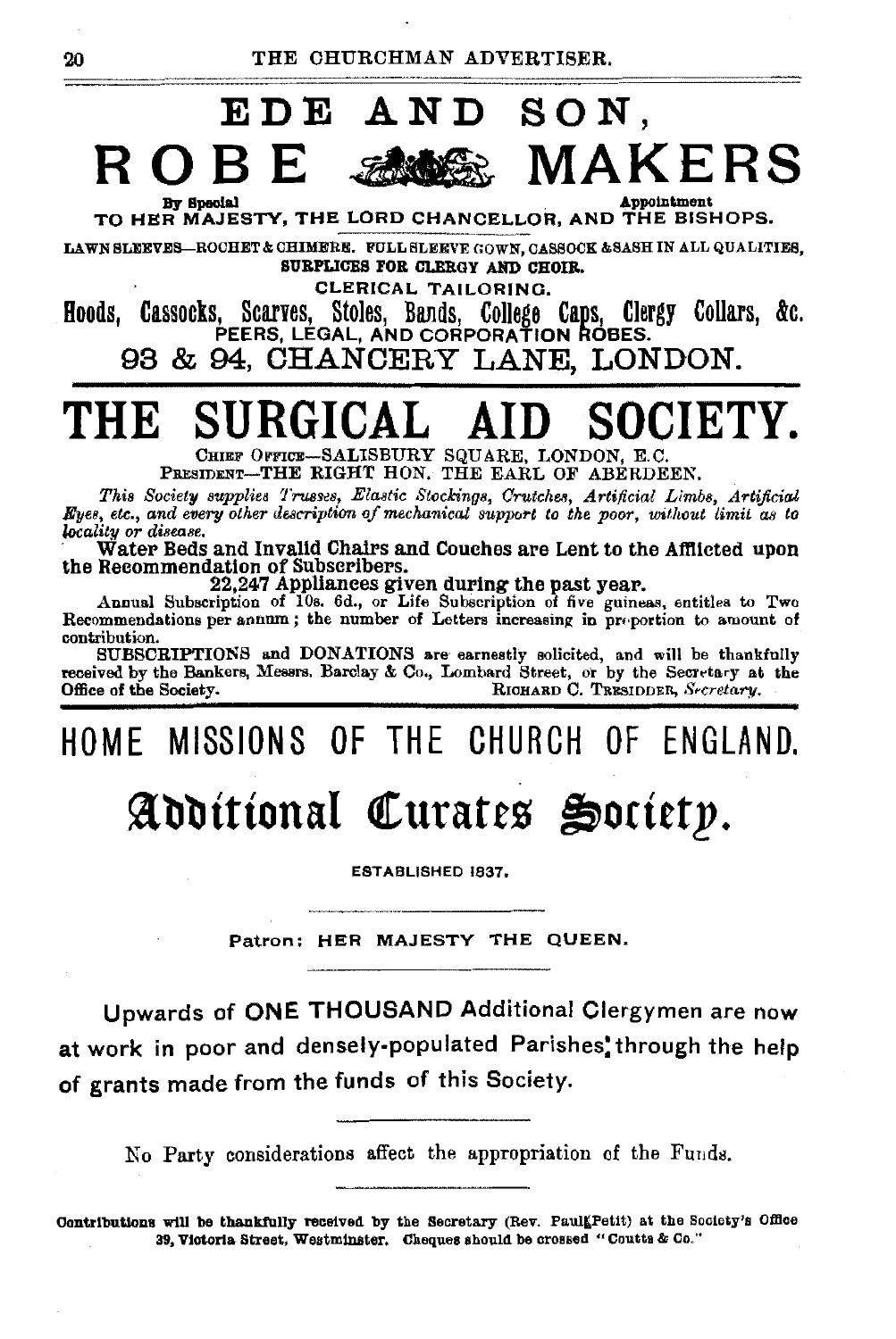# EDE AND SON,

# ROBE MAKERS

By Special Appointment

TO HER MAJESTY, THE LORD CHANCELLOR, AND THE BISHOPS.

LAWN SLEEVES—ROCHET & CHIMERE. FULL SLEEVE GOWN, CASSOCK & SASH IN ALL QUALITIES, SURPLICES FOR CLERGY AND CHOIR.

CLERICAL TAILORING.

**Hoods, Cassocks, Scarves, Stoles, Bands, College Caps, Clergy Collars, &c.**

PEERS, LEGAL, AND CORPORATION ROBES.

**93 & 94, CHANCERY LANE, LONDON.**

---

# THE SURGICAL AID SOCIETY.

CHIEF OFFICE—SALISBURY SQUARE, LONDON, E.C.

PRESIDENT—THE RIGHT HON. THE EARL OF ABERDEEN.

*This Society supplies Trusses, Elastic Stockings, Crutches, Artificial Limbs, Artificial Eyes, etc., and every other description of mechanical support to the poor, without limit as to locality or disease.*

**Water Beds and Invalid Chairs and Couches are Lent to the Afflicted upon the Recommendation of Subscribers.**

**22,247 Appliances given during the past year.**

Annual Subscription of 10s. 6d., or Life Subscription of five guineas, entitles to Two Recommendations per annum; the number of Letters increasing in proportion to amount of contribution.

SUBSCRIPTIONS and DONATIONS are earnestly solicited, and will be thankfully received by the Bankers, Messrs. Barclay & Co., Lombard Street, or by the Secretary at the Office of the Society. RICHARD C. TRESIDDER, *Secretary.*

---

# HOME MISSIONS OF THE CHURCH OF ENGLAND.

# Additional Curates Society.

ESTABLISHED 1837.

Patron: HER MAJESTY THE QUEEN.

Upwards of **ONE THOUSAND** Additional Clergymen are now at work in poor and densely-populated Parishes through the help of grants made from the funds of this Society.

No Party considerations affect the appropriation of the Funds.

**Contributions will be thankfully received by the Secretary (Rev. Paul Petit) at the Society's Office 39, Victoria Street, Westminster. Cheques should be crossed "Coutts & Co."**